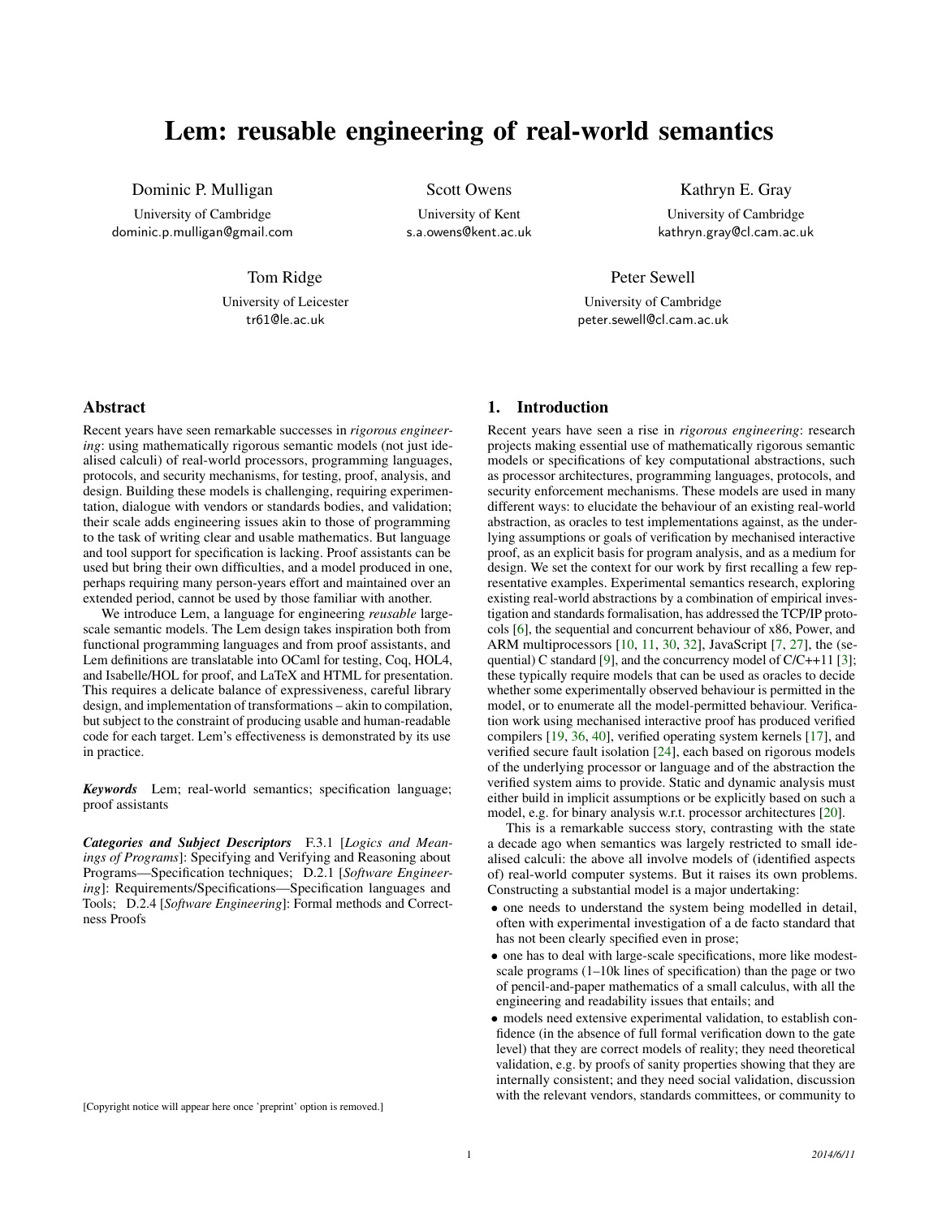# Lem: reusable engineering of real-world semantics

Dominic P. Mulligan
University of Cambridge
dominic.p.mulligan@gmail.com

Scott Owens
University of Kent
s.a.owens@kent.ac.uk

Kathryn E. Gray
University of Cambridge
kathryn.gray@cl.cam.ac.uk

Tom Ridge
University of Leicester
tr61@le.ac.uk

Peter Sewell
University of Cambridge
peter.sewell@cl.cam.ac.uk

## Abstract

Recent years have seen remarkable successes in *rigorous engineering*: using mathematically rigorous semantic models (not just idealised calculi) of real-world processors, programming languages, protocols, and security mechanisms, for testing, proof, analysis, and design. Building these models is challenging, requiring experimentation, dialogue with vendors or standards bodies, and validation; their scale adds engineering issues akin to those of programming to the task of writing clear and usable mathematics. But language and tool support for specification is lacking. Proof assistants can be used but bring their own difficulties, and a model produced in one, perhaps requiring many person-years effort and maintained over an extended period, cannot be used by those familiar with another.

We introduce Lem, a language for engineering *reusable* large-scale semantic models. The Lem design takes inspiration both from functional programming languages and from proof assistants, and Lem definitions are translatable into OCaml for testing, Coq, HOL4, and Isabelle/HOL for proof, and LaTeX and HTML for presentation. This requires a delicate balance of expressiveness, careful library design, and implementation of transformations – akin to compilation, but subject to the constraint of producing usable and human-readable code for each target. Lem's effectiveness is demonstrated by its use in practice.

***Keywords*** Lem; real-world semantics; specification language; proof assistants

***Categories and Subject Descriptors*** F.3.1 [*Logics and Meanings of Programs*]: Specifying and Verifying and Reasoning about Programs—Specification techniques; D.2.1 [*Software Engineering*]: Requirements/Specifications—Specification languages and Tools; D.2.4 [*Software Engineering*]: Formal methods and Correctness Proofs

[Copyright notice will appear here once 'preprint' option is removed.]

## 1. Introduction

Recent years have seen a rise in *rigorous engineering*: research projects making essential use of mathematically rigorous semantic models or specifications of key computational abstractions, such as processor architectures, programming languages, protocols, and security enforcement mechanisms. These models are used in many different ways: to elucidate the behaviour of an existing real-world abstraction, as oracles to test implementations against, as the underlying assumptions or goals of verification by mechanised interactive proof, as an explicit basis for program analysis, and as a medium for design. We set the context for our work by first recalling a few representative examples. Experimental semantics research, exploring existing real-world abstractions by a combination of empirical investigation and standards formalisation, has addressed the TCP/IP protocols [6], the sequential and concurrent behaviour of x86, Power, and ARM multiprocessors [10, 11, 30, 32], JavaScript [7, 27], the (sequential) C standard [9], and the concurrency model of C/C++11 [3]; these typically require models that can be used as oracles to decide whether some experimentally observed behaviour is permitted in the model, or to enumerate all the model-permitted behaviour. Verification work using mechanised interactive proof has produced verified compilers [19, 36, 40], verified operating system kernels [17], and verified secure fault isolation [24], each based on rigorous models of the underlying processor or language and of the abstraction the verified system aims to provide. Static and dynamic analysis must either build in implicit assumptions or be explicitly based on such a model, e.g. for binary analysis w.r.t. processor architectures [20].

This is a remarkable success story, contrasting with the state a decade ago when semantics was largely restricted to small idealised calculi: the above all involve models of (identified aspects of) real-world computer systems. But it raises its own problems. Constructing a substantial model is a major undertaking:

- one needs to understand the system being modelled in detail, often with experimental investigation of a de facto standard that has not been clearly specified even in prose;
- one has to deal with large-scale specifications, more like modest-scale programs (1–10k lines of specification) than the page or two of pencil-and-paper mathematics of a small calculus, with all the engineering and readability issues that entails; and
- models need extensive experimental validation, to establish confidence (in the absence of full formal verification down to the gate level) that they are correct models of reality; they need theoretical validation, e.g. by proofs of sanity properties showing that they are internally consistent; and they need social validation, discussion with the relevant vendors, standards committees, or community to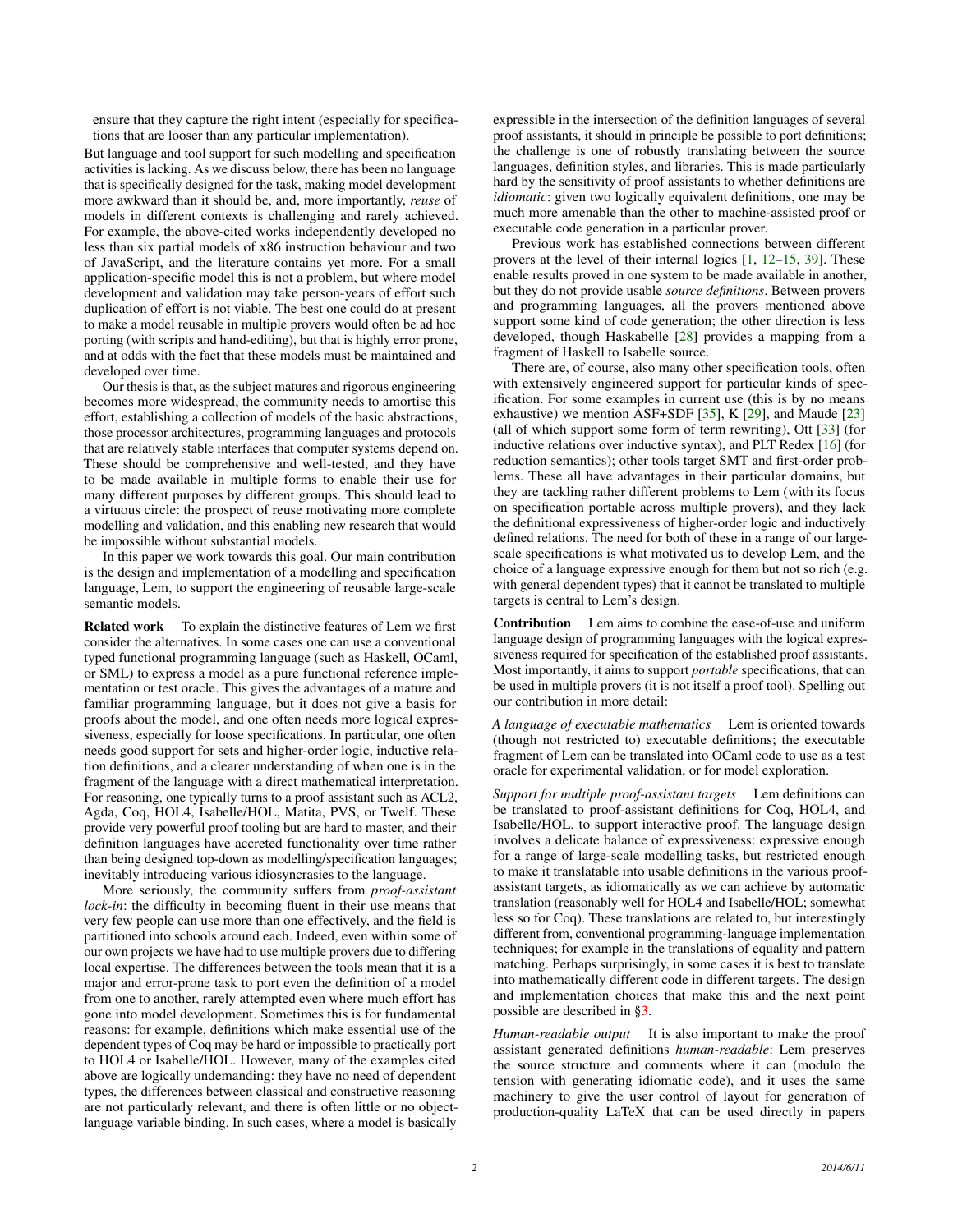ensure that they capture the right intent (especially for specifications that are looser than any particular implementation).

But language and tool support for such modelling and specification activities is lacking. As we discuss below, there has been no language that is specifically designed for the task, making model development more awkward than it should be, and, more importantly, *reuse* of models in different contexts is challenging and rarely achieved. For example, the above-cited works independently developed no less than six partial models of x86 instruction behaviour and two of JavaScript, and the literature contains yet more. For a small application-specific model this is not a problem, but where model development and validation may take person-years of effort such duplication of effort is not viable. The best one could do at present to make a model reusable in multiple provers would often be ad hoc porting (with scripts and hand-editing), but that is highly error prone, and at odds with the fact that these models must be maintained and developed over time.

Our thesis is that, as the subject matures and rigorous engineering becomes more widespread, the community needs to amortise this effort, establishing a collection of models of the basic abstractions, those processor architectures, programming languages and protocols that are relatively stable interfaces that computer systems depend on. These should be comprehensive and well-tested, and they have to be made available in multiple forms to enable their use for many different purposes by different groups. This should lead to a virtuous circle: the prospect of reuse motivating more complete modelling and validation, and this enabling new research that would be impossible without substantial models.

In this paper we work towards this goal. Our main contribution is the design and implementation of a modelling and specification language, Lem, to support the engineering of reusable large-scale semantic models.

**Related work** To explain the distinctive features of Lem we first consider the alternatives. In some cases one can use a conventional typed functional programming language (such as Haskell, OCaml, or SML) to express a model as a pure functional reference implementation or test oracle. This gives the advantages of a mature and familiar programming language, but it does not give a basis for proofs about the model, and one often needs more logical expressiveness, especially for loose specifications. In particular, one often needs good support for sets and higher-order logic, inductive relation definitions, and a clearer understanding of when one is in the fragment of the language with a direct mathematical interpretation. For reasoning, one typically turns to a proof assistant such as ACL2, Agda, Coq, HOL4, Isabelle/HOL, Matita, PVS, or Twelf. These provide very powerful proof tooling but are hard to master, and their definition languages have accreted functionality over time rather than being designed top-down as modelling/specification languages; inevitably introducing various idiosyncrasies to the language.

More seriously, the community suffers from *proof-assistant lock-in*: the difficulty in becoming fluent in their use means that very few people can use more than one effectively, and the field is partitioned into schools around each. Indeed, even within some of our own projects we have had to use multiple provers due to differing local expertise. The differences between the tools mean that it is a major and error-prone task to port even the definition of a model from one to another, rarely attempted even where much effort has gone into model development. Sometimes this is for fundamental reasons: for example, definitions which make essential use of the dependent types of Coq may be hard or impossible to practically port to HOL4 or Isabelle/HOL. However, many of the examples cited above are logically undemanding: they have no need of dependent types, the differences between classical and constructive reasoning are not particularly relevant, and there is often little or no object-language variable binding. In such cases, where a model is basically expressible in the intersection of the definition languages of several proof assistants, it should in principle be possible to port definitions; the challenge is one of robustly translating between the source languages, definition styles, and libraries. This is made particularly hard by the sensitivity of proof assistants to whether definitions are *idiomatic*: given two logically equivalent definitions, one may be much more amenable than the other to machine-assisted proof or executable code generation in a particular prover.

Previous work has established connections between different provers at the level of their internal logics [1, 12–15, 39]. These enable results proved in one system to be made available in another, but they do not provide usable *source definitions*. Between provers and programming languages, all the provers mentioned above support some kind of code generation; the other direction is less developed, though Haskabelle [28] provides a mapping from a fragment of Haskell to Isabelle source.

There are, of course, also many other specification tools, often with extensively engineered support for particular kinds of specification. For some examples in current use (this is by no means exhaustive) we mention ASF+SDF [35], K [29], and Maude [23] (all of which support some form of term rewriting), Ott [33] (for inductive relations over inductive syntax), and PLT Redex [16] (for reduction semantics); other tools target SMT and first-order problems. These all have advantages in their particular domains, but they are tackling rather different problems to Lem (with its focus on specification portable across multiple provers), and they lack the definitional expressiveness of higher-order logic and inductively defined relations. The need for both of these in a range of our large-scale specifications is what motivated us to develop Lem, and the choice of a language expressive enough for them but not so rich (e.g. with general dependent types) that it cannot be translated to multiple targets is central to Lem's design.

**Contribution** Lem aims to combine the ease-of-use and uniform language design of programming languages with the logical expressiveness required for specification of the established proof assistants. Most importantly, it aims to support *portable* specifications, that can be used in multiple provers (it is not itself a proof tool). Spelling out our contribution in more detail:

*A language of executable mathematics* Lem is oriented towards (though not restricted to) executable definitions; the executable fragment of Lem can be translated into OCaml code to use as a test oracle for experimental validation, or for model exploration.

*Support for multiple proof-assistant targets* Lem definitions can be translated to proof-assistant definitions for Coq, HOL4, and Isabelle/HOL, to support interactive proof. The language design involves a delicate balance of expressiveness: expressive enough for a range of large-scale modelling tasks, but restricted enough to make it translatable into usable definitions in the various proof-assistant targets, as idiomatically as we can achieve by automatic translation (reasonably well for HOL4 and Isabelle/HOL; somewhat less so for Coq). These translations are related to, but interestingly different from, conventional programming-language implementation techniques; for example in the translations of equality and pattern matching. Perhaps surprisingly, in some cases it is best to translate into mathematically different code in different targets. The design and implementation choices that make this and the next point possible are described in §3.

*Human-readable output* It is also important to make the proof assistant generated definitions *human-readable*: Lem preserves the source structure and comments where it can (modulo the tension with generating idiomatic code), and it uses the same machinery to give the user control of layout for generation of production-quality LaTeX that can be used directly in papers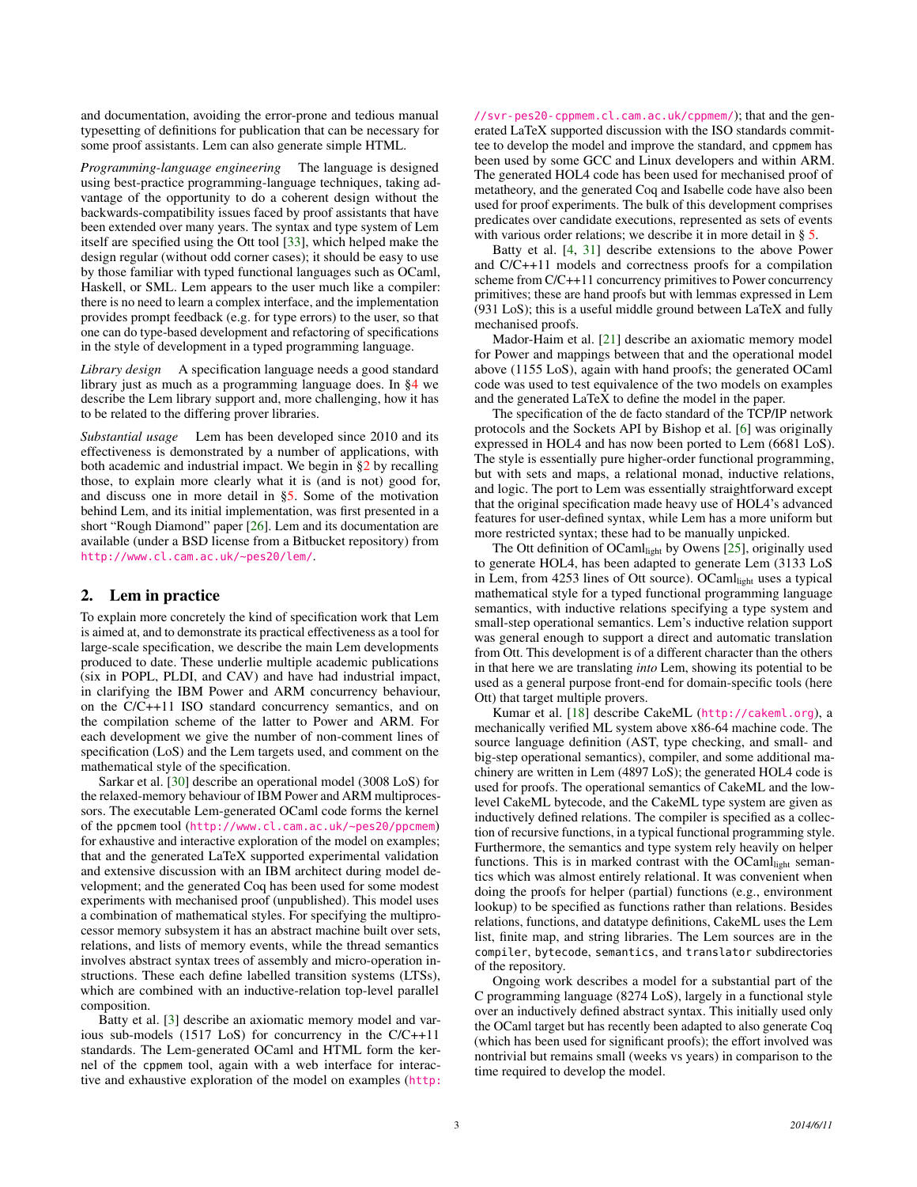and documentation, avoiding the error-prone and tedious manual typesetting of definitions for publication that can be necessary for some proof assistants. Lem can also generate simple HTML.

*Programming-language engineering* The language is designed using best-practice programming-language techniques, taking advantage of the opportunity to do a coherent design without the backwards-compatibility issues faced by proof assistants that have been extended over many years. The syntax and type system of Lem itself are specified using the Ott tool [33], which helped make the design regular (without odd corner cases); it should be easy to use by those familiar with typed functional languages such as OCaml, Haskell, or SML. Lem appears to the user much like a compiler: there is no need to learn a complex interface, and the implementation provides prompt feedback (e.g. for type errors) to the user, so that one can do type-based development and refactoring of specifications in the style of development in a typed programming language.

*Library design* A specification language needs a good standard library just as much as a programming language does. In §4 we describe the Lem library support and, more challenging, how it has to be related to the differing prover libraries.

*Substantial usage* Lem has been developed since 2010 and its effectiveness is demonstrated by a number of applications, with both academic and industrial impact. We begin in §2 by recalling those, to explain more clearly what it is (and is not) good for, and discuss one in more detail in §5. Some of the motivation behind Lem, and its initial implementation, was first presented in a short "Rough Diamond" paper [26]. Lem and its documentation are available (under a BSD license from a Bitbucket repository) from `http://www.cl.cam.ac.uk/~pes20/lem/`.

## 2. Lem in practice

To explain more concretely the kind of specification work that Lem is aimed at, and to demonstrate its practical effectiveness as a tool for large-scale specification, we describe the main Lem developments produced to date. These underlie multiple academic publications (six in POPL, PLDI, and CAV) and have had industrial impact, in clarifying the IBM Power and ARM concurrency behaviour, on the C/C++11 ISO standard concurrency semantics, and on the compilation scheme of the latter to Power and ARM. For each development we give the number of non-comment lines of specification (LoS) and the Lem targets used, and comment on the mathematical style of the specification.

Sarkar et al. [30] describe an operational model (3008 LoS) for the relaxed-memory behaviour of IBM Power and ARM multiprocessors. The executable Lem-generated OCaml code forms the kernel of the `ppcmem` tool (`http://www.cl.cam.ac.uk/~pes20/ppcmem`) for exhaustive and interactive exploration of the model on examples; that and the generated LaTeX supported experimental validation and extensive discussion with an IBM architect during model development; and the generated Coq has been used for some modest experiments with mechanised proof (unpublished). This model uses a combination of mathematical styles. For specifying the multiprocessor memory subsystem it has an abstract machine built over sets, relations, and lists of memory events, while the thread semantics involves abstract syntax trees of assembly and micro-operation instructions. These each define labelled transition systems (LTSs), which are combined with an inductive-relation top-level parallel composition.

Batty et al. [3] describe an axiomatic memory model and various sub-models (1517 LoS) for concurrency in the C/C++11 standards. The Lem-generated OCaml and HTML form the kernel of the `cppmem` tool, again with a web interface for interactive and exhaustive exploration of the model on examples (`http://svr-pes20-cppmem.cl.cam.ac.uk/cppmem/`); that and the generated LaTeX supported discussion with the ISO standards committee to develop the model and improve the standard, and `cppmem` has been used by some GCC and Linux developers and within ARM. The generated HOL4 code has been used for mechanised proof of metatheory, and the generated Coq and Isabelle code have also been used for proof experiments. The bulk of this development comprises predicates over candidate executions, represented as sets of events with various order relations; we describe it in more detail in § 5.

Batty et al. [4, 31] describe extensions to the above Power and C/C++11 models and correctness proofs for a compilation scheme from C/C++11 concurrency primitives to Power concurrency primitives; these are hand proofs but with lemmas expressed in Lem (931 LoS); this is a useful middle ground between LaTeX and fully mechanised proofs.

Mador-Haim et al. [21] describe an axiomatic memory model for Power and mappings between that and the operational model above (1155 LoS), again with hand proofs; the generated OCaml code was used to test equivalence of the two models on examples and the generated LaTeX to define the model in the paper.

The specification of the de facto standard of the TCP/IP network protocols and the Sockets API by Bishop et al. [6] was originally expressed in HOL4 and has now been ported to Lem (6681 LoS). The style is essentially pure higher-order functional programming, but with sets and maps, a relational monad, inductive relations, and logic. The port to Lem was essentially straightforward except that the original specification made heavy use of HOL4's advanced features for user-defined syntax, while Lem has a more uniform but more restricted syntax; these had to be manually unpicked.

The Ott definition of $\text{OCaml}_{\text{light}}$ by Owens [25], originally used to generate HOL4, has been adapted to generate Lem (3133 LoS in Lem, from 4253 lines of Ott source). $\text{OCaml}_{\text{light}}$ uses a typical mathematical style for a typed functional programming language semantics, with inductive relations specifying a type system and small-step operational semantics. Lem's inductive relation support was general enough to support a direct and automatic translation from Ott. This development is of a different character than the others in that here we are translating *into* Lem, showing its potential to be used as a general purpose front-end for domain-specific tools (here Ott) that target multiple provers.

Kumar et al. [18] describe CakeML (`http://cakeml.org`), a mechanically verified ML system above x86-64 machine code. The source language definition (AST, type checking, and small- and big-step operational semantics), compiler, and some additional machinery are written in Lem (4897 LoS); the generated HOL4 code is used for proofs. The operational semantics of CakeML and the low-level CakeML bytecode, and the CakeML type system are given as inductively defined relations. The compiler is specified as a collection of recursive functions, in a typical functional programming style. Furthermore, the semantics and type system rely heavily on helper functions. This is in marked contrast with the $\text{OCaml}_{\text{light}}$ semantics which was almost entirely relational. It was convenient when doing the proofs for helper (partial) functions (e.g., environment lookup) to be specified as functions rather than relations. Besides relations, functions, and datatype definitions, CakeML uses the Lem list, finite map, and string libraries. The Lem sources are in the `compiler`, `bytecode`, `semantics`, and `translator` subdirectories of the repository.

Ongoing work describes a model for a substantial part of the C programming language (8274 LoS), largely in a functional style over an inductively defined abstract syntax. This initially used only the OCaml target but has recently been adapted to also generate Coq (which has been used for significant proofs); the effort involved was nontrivial but remains small (weeks vs years) in comparison to the time required to develop the model.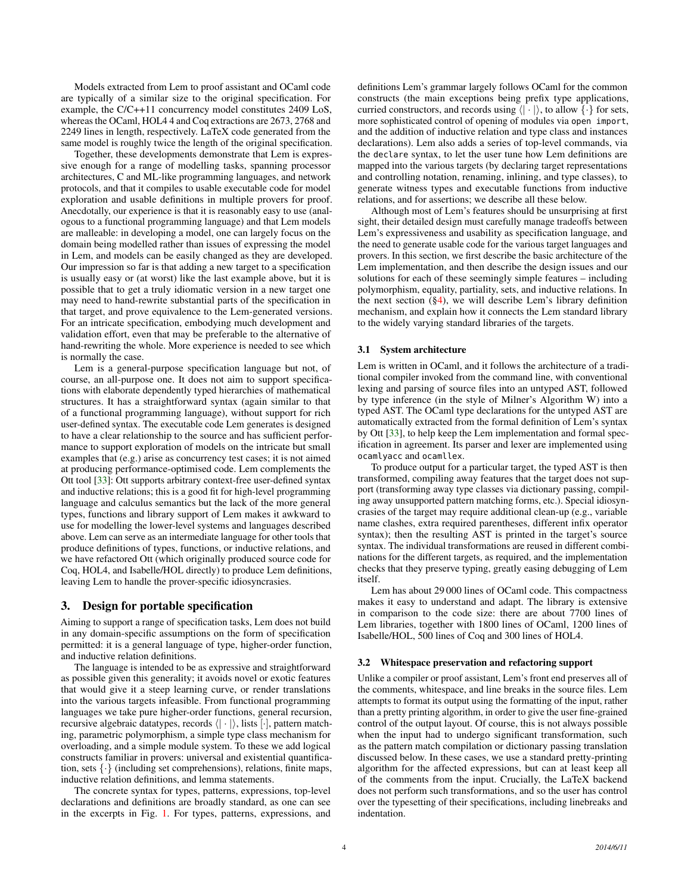Models extracted from Lem to proof assistant and OCaml code are typically of a similar size to the original specification. For example, the C/C++11 concurrency model constitutes 2409 LoS, whereas the OCaml, HOL4 4 and Coq extractions are 2673, 2768 and 2249 lines in length, respectively. LaTeX code generated from the same model is roughly twice the length of the original specification.

Together, these developments demonstrate that Lem is expressive enough for a range of modelling tasks, spanning processor architectures, C and ML-like programming languages, and network protocols, and that it compiles to usable executable code for model exploration and usable definitions in multiple provers for proof. Anecdotally, our experience is that it is reasonably easy to use (analogous to a functional programming language) and that Lem models are malleable: in developing a model, one can largely focus on the domain being modelled rather than issues of expressing the model in Lem, and models can be easily changed as they are developed. Our impression so far is that adding a new target to a specification is usually easy or (at worst) like the last example above, but it is possible that to get a truly idiomatic version in a new target one may need to hand-rewrite substantial parts of the specification in that target, and prove equivalence to the Lem-generated versions. For an intricate specification, embodying much development and validation effort, even that may be preferable to the alternative of hand-rewriting the whole. More experience is needed to see which is normally the case.

Lem is a general-purpose specification language but not, of course, an all-purpose one. It does not aim to support specifications with elaborate dependently typed hierarchies of mathematical structures. It has a straightforward syntax (again similar to that of a functional programming language), without support for rich user-defined syntax. The executable code Lem generates is designed to have a clear relationship to the source and has sufficient performance to support exploration of models on the intricate but small examples that (e.g.) arise as concurrency test cases; it is not aimed at producing performance-optimised code. Lem complements the Ott tool [33]: Ott supports arbitrary context-free user-defined syntax and inductive relations; this is a good fit for high-level programming language and calculus semantics but the lack of the more general types, functions and library support of Lem makes it awkward to use for modelling the lower-level systems and languages described above. Lem can serve as an intermediate language for other tools that produce definitions of types, functions, or inductive relations, and we have refactored Ott (which originally produced source code for Coq, HOL4, and Isabelle/HOL directly) to produce Lem definitions, leaving Lem to handle the prover-specific idiosyncrasies.

## 3. Design for portable specification

Aiming to support a range of specification tasks, Lem does not build in any domain-specific assumptions on the form of specification permitted: it is a general language of type, higher-order function, and inductive relation definitions.

The language is intended to be as expressive and straightforward as possible given this generality; it avoids novel or exotic features that would give it a steep learning curve, or render translations into the various targets infeasible. From functional programming languages we take pure higher-order functions, general recursion, recursive algebraic datatypes, records $\langle| \cdot |\rangle$, lists $[\cdot]$, pattern matching, parametric polymorphism, a simple type class mechanism for overloading, and a simple module system. To these we add logical constructs familiar in provers: universal and existential quantification, sets $\{\cdot\}$ (including set comprehensions), relations, finite maps, inductive relation definitions, and lemma statements.

The concrete syntax for types, patterns, expressions, top-level declarations and definitions are broadly standard, as one can see in the excerpts in Fig. 1. For types, patterns, expressions, and definitions Lem's grammar largely follows OCaml for the common constructs (the main exceptions being prefix type applications, curried constructors, and records using $\langle| \cdot |\rangle$, to allow $\{\cdot\}$ for sets, more sophisticated control of opening of modules via `open import`, and the addition of inductive relation and type class and instances declarations). Lem also adds a series of top-level commands, via the `declare` syntax, to let the user tune how Lem definitions are mapped into the various targets (by declaring target representations and controlling notation, renaming, inlining, and type classes), to generate witness types and executable functions from inductive relations, and for assertions; we describe all these below.

Although most of Lem's features should be unsurprising at first sight, their detailed design must carefully manage tradeoffs between Lem's expressiveness and usability as specification language, and the need to generate usable code for the various target languages and provers. In this section, we first describe the basic architecture of the Lem implementation, and then describe the design issues and our solutions for each of these seemingly simple features – including polymorphism, equality, partiality, sets, and inductive relations. In the next section (§4), we will describe Lem's library definition mechanism, and explain how it connects the Lem standard library to the widely varying standard libraries of the targets.

### 3.1 System architecture

Lem is written in OCaml, and it follows the architecture of a traditional compiler invoked from the command line, with conventional lexing and parsing of source files into an untyped AST, followed by type inference (in the style of Milner's Algorithm W) into a typed AST. The OCaml type declarations for the untyped AST are automatically extracted from the formal definition of Lem's syntax by Ott [33], to help keep the Lem implementation and formal specification in agreement. Its parser and lexer are implemented using `ocamlyacc` and `ocamllex`.

To produce output for a particular target, the typed AST is then transformed, compiling away features that the target does not support (transforming away type classes via dictionary passing, compiling away unsupported pattern matching forms, etc.). Special idiosyncrasies of the target may require additional clean-up (e.g., variable name clashes, extra required parentheses, different infix operator syntax); then the resulting AST is printed in the target's source syntax. The individual transformations are reused in different combinations for the different targets, as required, and the implementation checks that they preserve typing, greatly easing debugging of Lem itself.

Lem has about 29 000 lines of OCaml code. This compactness makes it easy to understand and adapt. The library is extensive in comparison to the code size: there are about 7700 lines of Lem libraries, together with 1800 lines of OCaml, 1200 lines of Isabelle/HOL, 500 lines of Coq and 300 lines of HOL4.

### 3.2 Whitespace preservation and refactoring support

Unlike a compiler or proof assistant, Lem's front end preserves all of the comments, whitespace, and line breaks in the source files. Lem attempts to format its output using the formatting of the input, rather than a pretty printing algorithm, in order to give the user fine-grained control of the output layout. Of course, this is not always possible when the input had to undergo significant transformation, such as the pattern match compilation or dictionary passing translation discussed below. In these cases, we use a standard pretty-printing algorithm for the affected expressions, but can at least keep all of the comments from the input. Crucially, the LaTeX backend does not perform such transformations, and so the user has control over the typesetting of their specifications, including linebreaks and indentation.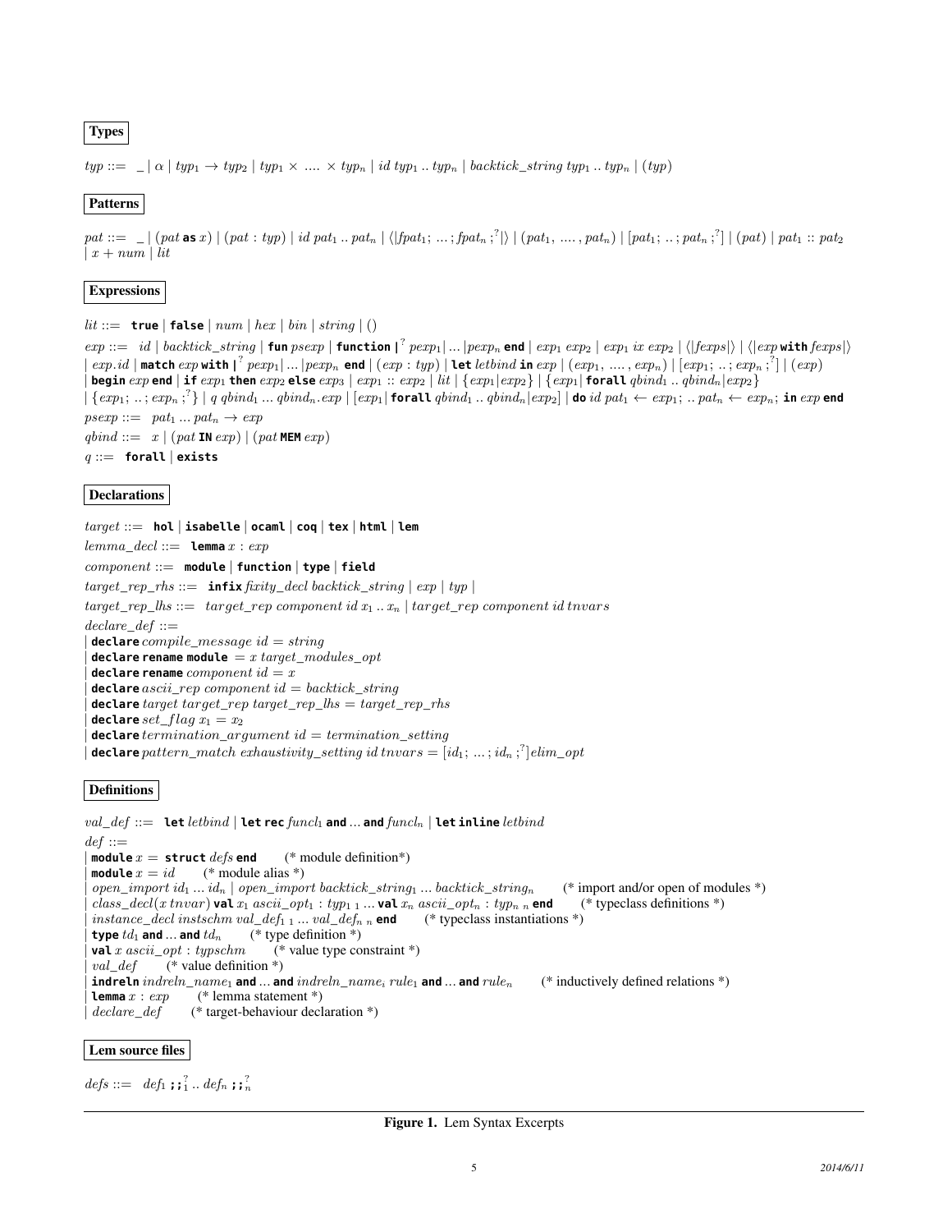**Types**

$typ ::= \_ \mid \alpha \mid typ_1 \rightarrow typ_2 \mid typ_1 \times \ .... \ \times typ_n \mid id\ typ_1\ ..\ typ_n \mid backtick\_string\ typ_1\ ..\ typ_n \mid (typ)$

**Patterns**

$pat ::= \_ \mid (pat\ \textbf{as}\ x) \mid (pat : typ) \mid id\ pat_1\ ..\ pat_n \mid \langle| fpat_1; \ ... ; fpat_n ;^? |\rangle \mid (pat_1, \ ...., pat_n) \mid [pat_1; \ .. ; pat_n ;^?] \mid (pat) \mid pat_1 :: pat_2$
$\mid x + num \mid lit$

**Expressions**

$lit ::= \textbf{true} \mid \textbf{false} \mid num \mid hex \mid bin \mid string \mid ()$

$exp ::= id \mid backtick\_string \mid \textbf{fun}\ psexp \mid \textbf{function}\ |^?\ pexp_1 | \ ... \ | pexp_n\ \textbf{end} \mid exp_1\ exp_2 \mid exp_1\ ix\ exp_2 \mid \langle| fexps |\rangle \mid \langle| exp\ \textbf{with}\ fexps |\rangle$
$\mid exp.id \mid \textbf{match}\ exp\ \textbf{with}\ |^?\ pexp_1 | \ ... \ | pexp_n\ \textbf{end} \mid (exp : typ) \mid \textbf{let}\ letbind\ \textbf{in}\ exp \mid (exp_1, \ ...., exp_n) \mid [exp_1; \ .. ; exp_n ;^?] \mid (exp)$
$\mid \textbf{begin}\ exp\ \textbf{end} \mid \textbf{if}\ exp_1\ \textbf{then}\ exp_2\ \textbf{else}\ exp_3 \mid exp_1 :: exp_2 \mid lit \mid \{exp_1 | exp_2\} \mid \{exp_1 |\ \textbf{forall}\ qbind_1\ ..\ qbind_n | exp_2\}$
$\mid \{exp_1; \ .. ; exp_n ;^?\} \mid q\ qbind_1\ ...\ qbind_n.exp \mid [exp_1 |\ \textbf{forall}\ qbind_1\ ..\ qbind_n | exp_2] \mid \textbf{do}\ id\ pat_1 \leftarrow exp_1; \ .. \ pat_n \leftarrow exp_n;\ \textbf{in}\ exp\ \textbf{end}$

$psexp ::= pat_1\ ...\ pat_n \rightarrow exp$

$qbind ::= x \mid (pat\ \textbf{IN}\ exp) \mid (pat\ \textbf{MEM}\ exp)$

$q ::= \textbf{forall} \mid \textbf{exists}$

**Declarations**

$target ::= \textbf{hol} \mid \textbf{isabelle} \mid \textbf{ocaml} \mid \textbf{coq} \mid \textbf{tex} \mid \textbf{html} \mid \textbf{lem}$

$lemma\_decl ::= \textbf{lemma}\ x : exp$

$component ::= \textbf{module} \mid \textbf{function} \mid \textbf{type} \mid \textbf{field}$

$target\_rep\_rhs ::= \textbf{infix}\ fixity\_decl\ backtick\_string \mid exp \mid typ \mid$

$target\_rep\_lhs ::= target\_rep\ component\ id\ x_1\ ..\ x_n \mid target\_rep\ component\ id\ tnvars$

$declare\_def ::=$
$\mid \textbf{declare}\ compile\_message\ id = string$
$\mid \textbf{declare rename module} = x\ target\_modules\_opt$
$\mid \textbf{declare rename}\ component\ id = x$
$\mid \textbf{declare}\ ascii\_rep\ component\ id = backtick\_string$
$\mid \textbf{declare}\ target\ target\_rep\ target\_rep\_lhs = target\_rep\_rhs$
$\mid \textbf{declare}\ set\_flag\ x_1 = x_2$
$\mid \textbf{declare}\ termination\_argument\ id = termination\_setting$
$\mid \textbf{declare}\ pattern\_match\ exhaustivity\_setting\ id\ tnvars = [id_1; \ ... ; id_n ;^?] elim\_opt$

**Definitions**

$val\_def ::= \textbf{let}\ letbind \mid \textbf{let rec}\ funcl_1\ \textbf{and}\ ...\ \textbf{and}\ funcl_n \mid \textbf{let inline}\ letbind$

$def ::=$
$\mid \textbf{module}\ x = \textbf{struct}\ defs\ \textbf{end}$ (* module definition*)
$\mid \textbf{module}\ x = id$ (* module alias *)
$\mid open\_import\ id_1\ ...\ id_n \mid open\_import\ backtick\_string_1\ ...\ backtick\_string_n$ (* import and/or open of modules *)
$\mid class\_decl(x\ tnvar)\ \textbf{val}\ x_1\ ascii\_opt_1 : typ_{1\ 1}\ ...\ \textbf{val}\ x_n\ ascii\_opt_n : typ_{n\ n}\ \textbf{end}$ (* typeclass definitions *)
$\mid instance\_decl\ instschm\ val\_def_{1\ 1}\ ...\ val\_def_{n\ n}\ \textbf{end}$ (* typeclass instantiations *)
$\mid \textbf{type}\ td_1\ \textbf{and}\ ...\ \textbf{and}\ td_n$ (* type definition *)
$\mid \textbf{val}\ x\ ascii\_opt : typschm$ (* value type constraint *)
$\mid val\_def$ (* value definition *)
$\mid \textbf{indreln}\ indreln\_name_1\ \textbf{and}\ ...\ \textbf{and}\ indreln\_name_i\ rule_1\ \textbf{and}\ ...\ \textbf{and}\ rule_n$ (* inductively defined relations *)
$\mid \textbf{lemma}\ x : exp$ (* lemma statement *)
$\mid declare\_def$ (* target-behaviour declaration *)

**Lem source files**

$defs ::= def_1\ ;;^?_1\ ..\ def_n\ ;;^?_n$

**Figure 1.** Lem Syntax Excerpts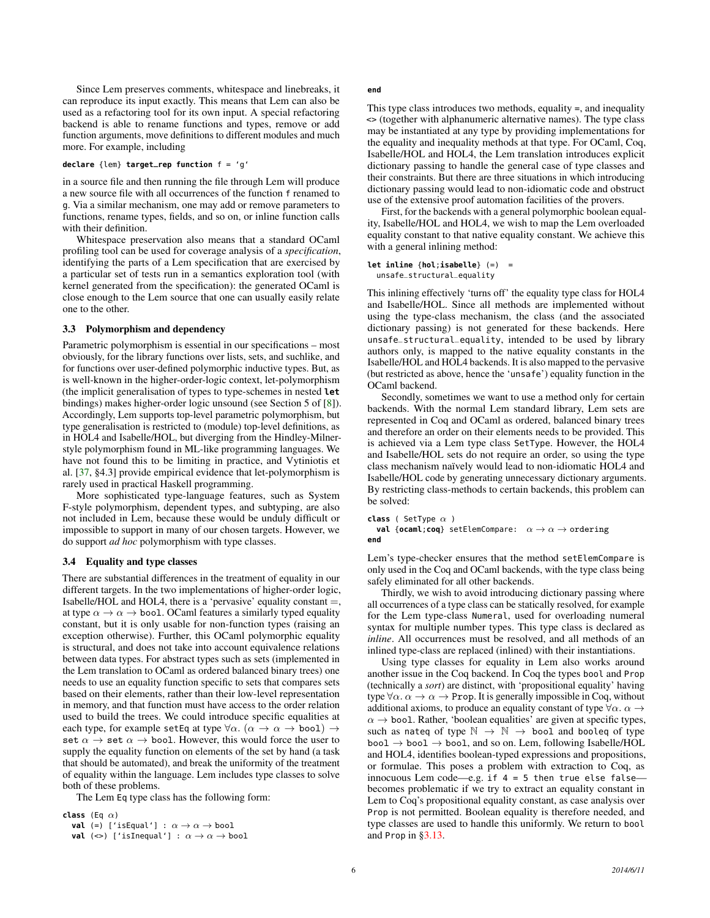Since Lem preserves comments, whitespace and linebreaks, it can reproduce its input exactly. This means that Lem can also be used as a refactoring tool for its own input. A special refactoring backend is able to rename functions and types, remove or add function arguments, move definitions to different modules and much more. For example, including

```
declare {lem} target_rep function f = 'g'
```

in a source file and then running the file through Lem will produce a new source file with all occurrences of the function f renamed to g. Via a similar mechanism, one may add or remove parameters to functions, rename types, fields, and so on, or inline function calls with their definition.

Whitespace preservation also means that a standard OCaml profiling tool can be used for coverage analysis of a *specification*, identifying the parts of a Lem specification that are exercised by a particular set of tests run in a semantics exploration tool (with kernel generated from the specification): the generated OCaml is close enough to the Lem source that one can usually easily relate one to the other.

### 3.3 Polymorphism and dependency

Parametric polymorphism is essential in our specifications – most obviously, for the library functions over lists, sets, and suchlike, and for functions over user-defined polymorphic inductive types. But, as is well-known in the higher-order-logic context, let-polymorphism (the implicit generalisation of types to type-schemes in nested **let** bindings) makes higher-order logic unsound (see Section 5 of [8]). Accordingly, Lem supports top-level parametric polymorphism, but type generalisation is restricted to (module) top-level definitions, as in HOL4 and Isabelle/HOL, but diverging from the Hindley-Milner-style polymorphism found in ML-like programming languages. We have not found this to be limiting in practice, and Vytiniotis et al. [37, §4.3] provide empirical evidence that let-polymorphism is rarely used in practical Haskell programming.

More sophisticated type-language features, such as System F-style polymorphism, dependent types, and subtyping, are also not included in Lem, because these would be unduly difficult or impossible to support in many of our chosen targets. However, we do support *ad hoc* polymorphism with type classes.

### 3.4 Equality and type classes

There are substantial differences in the treatment of equality in our different targets. In the two implementations of higher-order logic, Isabelle/HOL and HOL4, there is a 'pervasive' equality constant $=$, at type $\alpha \to \alpha \to$ bool. OCaml features a similarly typed equality constant, but it is only usable for non-function types (raising an exception otherwise). Further, this OCaml polymorphic equality is structural, and does not take into account equivalence relations between data types. For abstract types such as sets (implemented in the Lem translation to OCaml as ordered balanced binary trees) one needs to use an equality function specific to sets that compares sets based on their elements, rather than their low-level representation in memory, and that function must have access to the order relation used to build the trees. We could introduce specific equalities at each type, for example setEq at type $\forall\alpha.\ (\alpha \to \alpha \to \texttt{bool}) \to \texttt{set}\ \alpha \to \texttt{set}\ \alpha \to \texttt{bool}$. However, this would force the user to supply the equality function on elements of the set by hand (a task that should be automated), and break the uniformity of the treatment of equality within the language. Lem includes type classes to solve both of these problems.

The Lem Eq type class has the following form:

```
class (Eq α)
  val (=) ['isEqual'] : α → α → bool
  val (<>) ['isInequal'] : α → α → bool
end
```

This type class introduces two methods, equality =, and inequality <> (together with alphanumeric alternative names). The type class may be instantiated at any type by providing implementations for the equality and inequality methods at that type. For OCaml, Coq, Isabelle/HOL and HOL4, the Lem translation introduces explicit dictionary passing to handle the general case of type classes and their constraints. But there are three situations in which introducing dictionary passing would lead to non-idiomatic code and obstruct use of the extensive proof automation facilities of the provers.

First, for the backends with a general polymorphic boolean equality, Isabelle/HOL and HOL4, we wish to map the Lem overloaded equality constant to that native equality constant. We achieve this with a general inlining method:

```
let inline {hol;isabelle} (=)  =
  unsafe_structural_equality
```

This inlining effectively 'turns off' the equality type class for HOL4 and Isabelle/HOL. Since all methods are implemented without using the type-class mechanism, the class (and the associated dictionary passing) is not generated for these backends. Here `unsafe_structural_equality`, intended to be used by library authors only, is mapped to the native equality constants in the Isabelle/HOL and HOL4 backends. It is also mapped to the pervasive (but restricted as above, hence the '`unsafe`') equality function in the OCaml backend.

Secondly, sometimes we want to use a method only for certain backends. With the normal Lem standard library, Lem sets are represented in Coq and OCaml as ordered, balanced binary trees and therefore an order on their elements needs to be provided. This is achieved via a Lem type class SetType. However, the HOL4 and Isabelle/HOL sets do not require an order, so using the type class mechanism naïvely would lead to non-idiomatic HOL4 and Isabelle/HOL code by generating unnecessary dictionary arguments. By restricting class-methods to certain backends, this problem can be solved:

```
class ( SetType α )
  val {ocaml;coq} setElemCompare:  α → α → ordering
end
```

Lem's type-checker ensures that the method setElemCompare is only used in the Coq and OCaml backends, with the type class being safely eliminated for all other backends.

Thirdly, we wish to avoid introducing dictionary passing where all occurrences of a type class can be statically resolved, for example for the Lem type-class Numeral, used for overloading numeral syntax for multiple number types. This type class is declared as *inline*. All occurrences must be resolved, and all methods of an inlined type-class are replaced (inlined) with their instantiations.

Using type classes for equality in Lem also works around another issue in the Coq backend. In Coq the types bool and Prop (technically a *sort*) are distinct, with 'propositional equality' having type $\forall\alpha.\ \alpha \to \alpha \to$ Prop. It is generally impossible in Coq, without additional axioms, to produce an equality constant of type $\forall\alpha.\ \alpha \to \alpha \to$ bool. Rather, 'boolean equalities' are given at specific types, such as nateq of type $\mathbb{N} \to \mathbb{N} \to$ bool and booleq of type bool $\to$ bool $\to$ bool, and so on. Lem, following Isabelle/HOL and HOL4, identifies boolean-typed expressions and propositions, or formulae. This poses a problem with extraction to Coq, as innocuous Lem code—e.g. `if 4 = 5 then true else false`—becomes problematic if we try to extract an equality constant in Lem to Coq's propositional equality constant, as case analysis over Prop is not permitted. Boolean equality is therefore needed, and type classes are used to handle this uniformly. We return to bool and Prop in §3.13.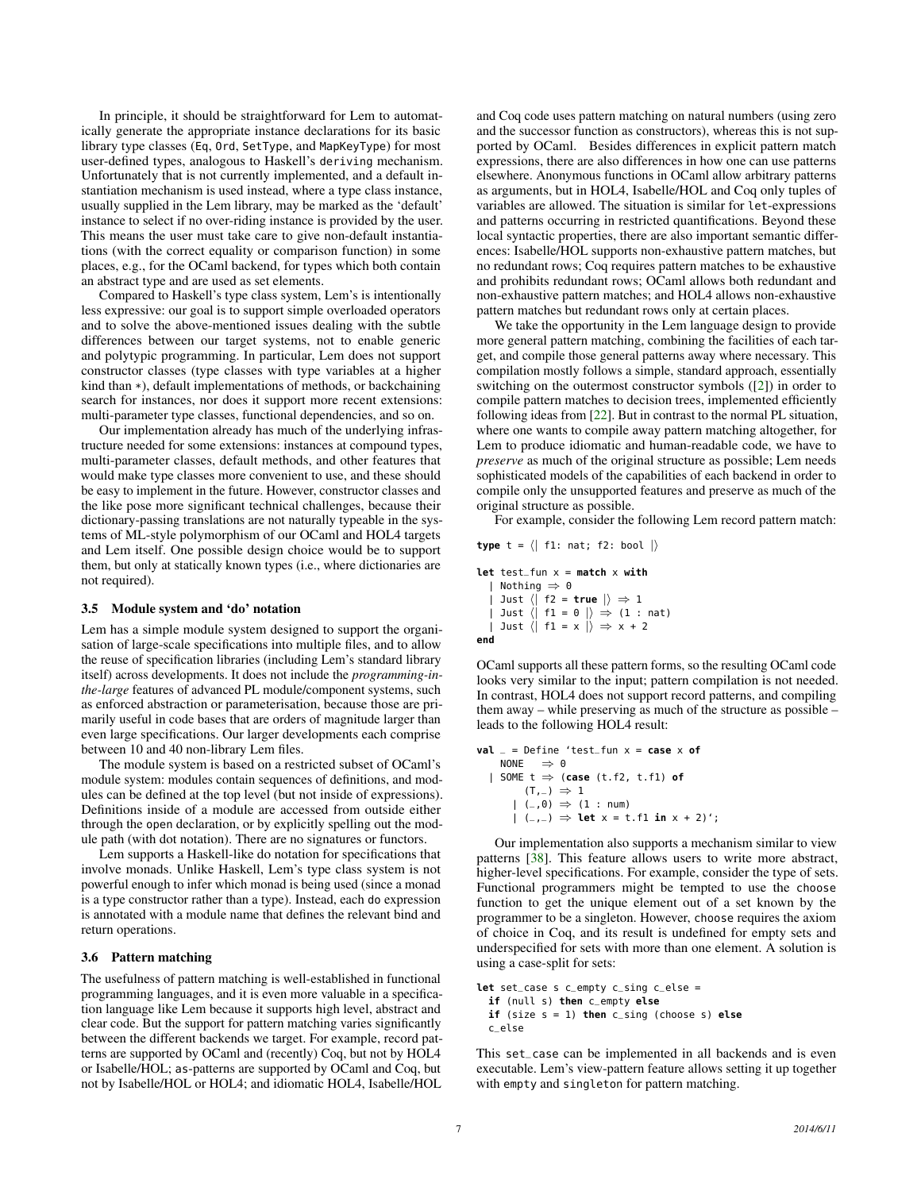In principle, it should be straightforward for Lem to automatically generate the appropriate instance declarations for its basic library type classes (Eq, Ord, SetType, and MapKeyType) for most user-defined types, analogous to Haskell's deriving mechanism. Unfortunately that is not currently implemented, and a default instantiation mechanism is used instead, where a type class instance, usually supplied in the Lem library, may be marked as the 'default' instance to select if no over-riding instance is provided by the user. This means the user must take care to give non-default instantiations (with the correct equality or comparison function) in some places, e.g., for the OCaml backend, for types which both contain an abstract type and are used as set elements.

Compared to Haskell's type class system, Lem's is intentionally less expressive: our goal is to support simple overloaded operators and to solve the above-mentioned issues dealing with the subtle differences between our target systems, not to enable generic and polytypic programming. In particular, Lem does not support constructor classes (type classes with type variables at a higher kind than *), default implementations of methods, or backchaining search for instances, nor does it support more recent extensions: multi-parameter type classes, functional dependencies, and so on.

Our implementation already has much of the underlying infrastructure needed for some extensions: instances at compound types, multi-parameter classes, default methods, and other features that would make type classes more convenient to use, and these should be easy to implement in the future. However, constructor classes and the like pose more significant technical challenges, because their dictionary-passing translations are not naturally typeable in the systems of ML-style polymorphism of our OCaml and HOL4 targets and Lem itself. One possible design choice would be to support them, but only at statically known types (i.e., where dictionaries are not required).

### 3.5 Module system and 'do' notation

Lem has a simple module system designed to support the organisation of large-scale specifications into multiple files, and to allow the reuse of specification libraries (including Lem's standard library itself) across developments. It does not include the *programming-in-the-large* features of advanced PL module/component systems, such as enforced abstraction or parameterisation, because those are primarily useful in code bases that are orders of magnitude larger than even large specifications. Our larger developments each comprise between 10 and 40 non-library Lem files.

The module system is based on a restricted subset of OCaml's module system: modules contain sequences of definitions, and modules can be defined at the top level (but not inside of expressions). Definitions inside of a module are accessed from outside either through the open declaration, or by explicitly spelling out the module path (with dot notation). There are no signatures or functors.

Lem supports a Haskell-like do notation for specifications that involve monads. Unlike Haskell, Lem's type class system is not powerful enough to infer which monad is being used (since a monad is a type constructor rather than a type). Instead, each do expression is annotated with a module name that defines the relevant bind and return operations.

### 3.6 Pattern matching

The usefulness of pattern matching is well-established in functional programming languages, and it is even more valuable in a specification language like Lem because it supports high level, abstract and clear code. But the support for pattern matching varies significantly between the different backends we target. For example, record patterns are supported by OCaml and (recently) Coq, but not by HOL4 or Isabelle/HOL; as-patterns are supported by OCaml and Coq, but not by Isabelle/HOL or HOL4; and idiomatic HOL4, Isabelle/HOL and Coq code uses pattern matching on natural numbers (using zero and the successor function as constructors), whereas this is not supported by OCaml. Besides differences in explicit pattern match expressions, there are also differences in how one can use patterns elsewhere. Anonymous functions in OCaml allow arbitrary patterns as arguments, but in HOL4, Isabelle/HOL and Coq only tuples of variables are allowed. The situation is similar for let-expressions and patterns occurring in restricted quantifications. Beyond these local syntactic properties, there are also important semantic differences: Isabelle/HOL supports non-exhaustive pattern matches, but no redundant rows; Coq requires pattern matches to be exhaustive and prohibits redundant rows; OCaml allows both redundant and non-exhaustive pattern matches; and HOL4 allows non-exhaustive pattern matches but redundant rows only at certain places.

We take the opportunity in the Lem language design to provide more general pattern matching, combining the facilities of each target, and compile those general patterns away where necessary. This compilation mostly follows a simple, standard approach, essentially switching on the outermost constructor symbols ([2]) in order to compile pattern matches to decision trees, implemented efficiently following ideas from [22]. But in contrast to the normal PL situation, where one wants to compile away pattern matching altogether, for Lem to produce idiomatic and human-readable code, we have to *preserve* as much of the original structure as possible; Lem needs sophisticated models of the capabilities of each backend in order to compile only the unsupported features and preserve as much of the original structure as possible.

For example, consider the following Lem record pattern match:

```
type t = ⟨| f1: nat; f2: bool |⟩

let test_fun x = match x with
  | Nothing ⇒ 0
  | Just ⟨| f2 = true |⟩ ⇒ 1
  | Just ⟨| f1 = 0 |⟩ ⇒ (1 : nat)
  | Just ⟨| f1 = x |⟩ ⇒ x + 2
end
```

OCaml supports all these pattern forms, so the resulting OCaml code looks very similar to the input; pattern compilation is not needed. In contrast, HOL4 does not support record patterns, and compiling them away – while preserving as much of the structure as possible – leads to the following HOL4 result:

```
val _ = Define ‘test_fun x = case x of
    NONE   ⇒ 0
  | SOME t ⇒ (case (t.f2, t.f1) of
        (T,_) ⇒ 1
      | (_,0) ⇒ (1 : num)
      | (_,_) ⇒ let x = t.f1 in x + 2)‘;
```

Our implementation also supports a mechanism similar to view patterns [38]. This feature allows users to write more abstract, higher-level specifications. For example, consider the type of sets. Functional programmers might be tempted to use the choose function to get the unique element out of a set known by the programmer to be a singleton. However, choose requires the axiom of choice in Coq, and its result is undefined for empty sets and underspecified for sets with more than one element. A solution is using a case-split for sets:

```
let set_case s c_empty c_sing c_else =
  if (null s) then c_empty else
  if (size s = 1) then c_sing (choose s) else
  c_else
```

This set_case can be implemented in all backends and is even executable. Lem's view-pattern feature allows setting it up together with empty and singleton for pattern matching.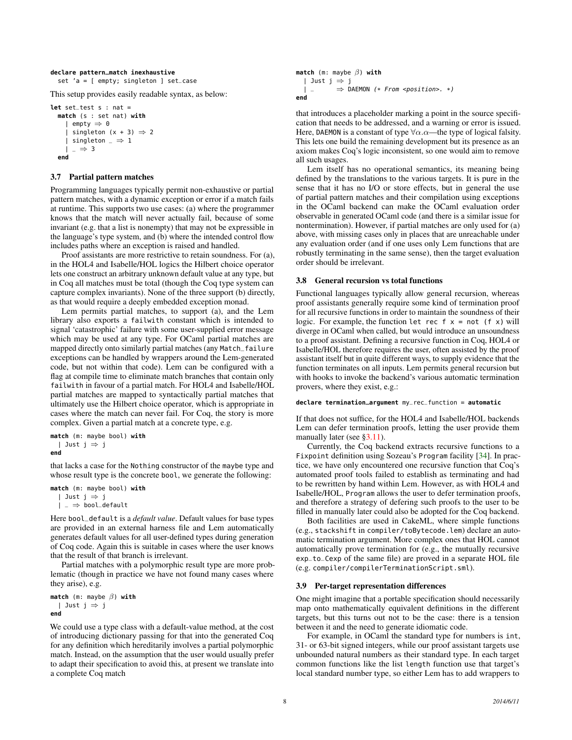```
declare pattern_match inexhaustive
  set 'a = [ empty; singleton ] set_case
```

This setup provides easily readable syntax, as below:

```
let set_test s : nat =
  match (s : set nat) with
    | empty ⇒ 0
    | singleton (x + 3) ⇒ 2
    | singleton _ ⇒ 1
    | _ ⇒ 3
  end
```

### 3.7 Partial pattern matches

Programming languages typically permit non-exhaustive or partial pattern matches, with a dynamic exception or error if a match fails at runtime. This supports two use cases: (a) where the programmer knows that the match will never actually fail, because of some invariant (e.g. that a list is nonempty) that may not be expressible in the language's type system, and (b) where the intended control flow includes paths where an exception is raised and handled.

Proof assistants are more restrictive to retain soundness. For (a), in the HOL4 and Isabelle/HOL logics the Hilbert choice operator lets one construct an arbitrary unknown default value at any type, but in Coq all matches must be total (though the Coq type system can capture complex invariants). None of the three support (b) directly, as that would require a deeply embedded exception monad.

Lem permits partial matches, to support (a), and the Lem library also exports a `failwith` constant which is intended to signal 'catastrophic' failure with some user-supplied error message which may be used at any type. For OCaml partial matches are mapped directly onto similarly partial matches (any `Match_failure` exceptions can be handled by wrappers around the Lem-generated code, but not within that code). Lem can be configured with a flag at compile time to eliminate match branches that contain only `failwith` in favour of a partial match. For HOL4 and Isabelle/HOL partial matches are mapped to syntactically partial matches that ultimately use the Hilbert choice operator, which is appropriate in cases where the match can never fail. For Coq, the story is more complex. Given a partial match at a concrete type, e.g.

```
match (m: maybe bool) with
  | Just j ⇒ j
end
```

that lacks a case for the `Nothing` constructor of the `maybe` type and whose result type is the concrete `bool`, we generate the following:

```
match (m: maybe bool) with
  | Just j ⇒ j
  | _ ⇒ bool_default
```

Here `bool_default` is a *default value*. Default values for base types are provided in an external harness file and Lem automatically generates default values for all user-defined types during generation of Coq code. Again this is suitable in cases where the user knows that the result of that branch is irrelevant.

Partial matches with a polymorphic result type are more problematic (though in practice we have not found many cases where they arise), e.g.

```
match (m: maybe β) with
  | Just j ⇒ j
end
```

We could use a type class with a default-value method, at the cost of introducing dictionary passing for that into the generated Coq for any definition which hereditarily involves a partial polymorphic match. Instead, on the assumption that the user would usually prefer to adapt their specification to avoid this, at present we translate into a complete Coq match

```
match (m: maybe β) with
  | Just j ⇒ j
  | _      ⇒ DAEMON (* From <position>. *)
end
```

that introduces a placeholder marking a point in the source specification that needs to be addressed, and a warning or error is issued. Here, `DAEMON` is a constant of type $\forall \alpha . \alpha$—the type of logical falsity. This lets one build the remaining development but its presence as an axiom makes Coq's logic inconsistent, so one would aim to remove all such usages.

Lem itself has no operational semantics, its meaning being defined by the translations to the various targets. It is pure in the sense that it has no I/O or store effects, but in general the use of partial pattern matches and their compilation using exceptions in the OCaml backend can make the OCaml evaluation order observable in generated OCaml code (and there is a similar issue for nontermination). However, if partial matches are only used for (a) above, with missing cases only in places that are unreachable under any evaluation order (and if one uses only Lem functions that are robustly terminating in the same sense), then the target evaluation order should be irrelevant.

### 3.8 General recursion vs total functions

Functional languages typically allow general recursion, whereas proof assistants generally require some kind of termination proof for all recursive functions in order to maintain the soundness of their logic. For example, the function `let rec f x = not (f x)` will diverge in OCaml when called, but would introduce an unsoundness to a proof assistant. Defining a recursive function in Coq, HOL4 or Isabelle/HOL therefore requires the user, often assisted by the proof assistant itself but in quite different ways, to supply evidence that the function terminates on all inputs. Lem permits general recursion but with hooks to invoke the backend's various automatic termination provers, where they exist, e.g.:

```
declare termination_argument my_rec_function = automatic
```

If that does not suffice, for the HOL4 and Isabelle/HOL backends Lem can defer termination proofs, letting the user provide them manually later (see §3.11).

Currently, the Coq backend extracts recursive functions to a `Fixpoint` definition using Sozeau's `Program` facility [34]. In practice, we have only encountered one recursive function that Coq's automated proof tools failed to establish as terminating and had to be rewritten by hand within Lem. However, as with HOL4 and Isabelle/HOL, `Program` allows the user to defer termination proofs, and therefore a strategy of defering such proofs to the user to be filled in manually later could also be adopted for the Coq backend.

Both facilities are used in CakeML, where simple functions (e.g., `stackshift` in `compiler/toBytecode.lem`) declare an automatic termination argument. More complex ones that HOL cannot automatically prove termination for (e.g., the mutually recursive `exp_to_Cexp` of the same file) are proved in a separate HOL file (e.g. `compiler/compilerTerminationScript.sml`).

### 3.9 Per-target representation differences

One might imagine that a portable specification should necessarily map onto mathematically equivalent definitions in the different targets, but this turns out not to be the case: there is a tension between it and the need to generate idiomatic code.

For example, in OCaml the standard type for numbers is `int`, 31- or 63-bit signed integers, while our proof assistant targets use unbounded natural numbers as their standard type. In each target common functions like the list `length` function use that target's local standard number type, so either Lem has to add wrappers to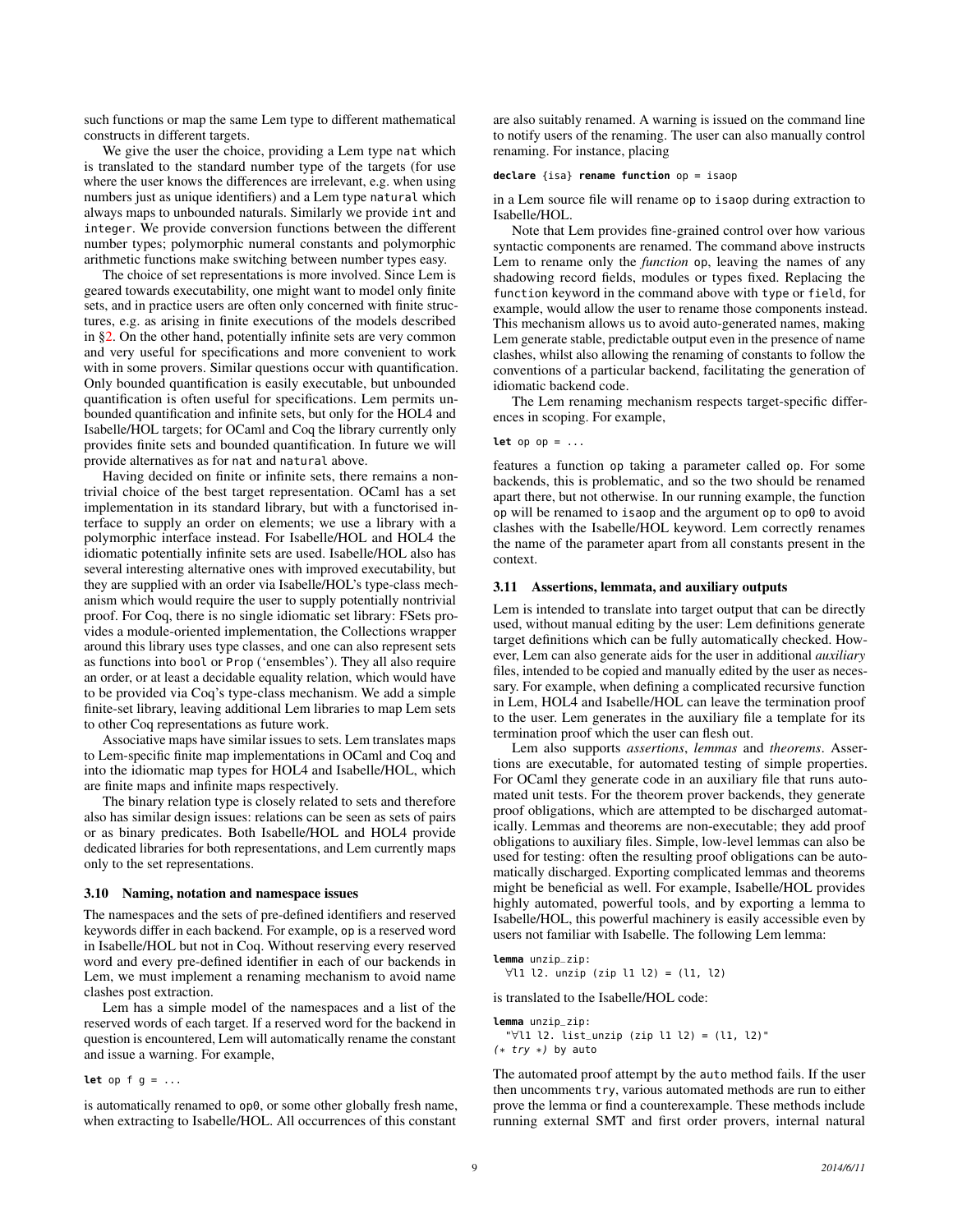such functions or map the same Lem type to different mathematical constructs in different targets.

We give the user the choice, providing a Lem type `nat` which is translated to the standard number type of the targets (for use where the user knows the differences are irrelevant, e.g. when using numbers just as unique identifiers) and a Lem type `natural` which always maps to unbounded naturals. Similarly we provide `int` and `integer`. We provide conversion functions between the different number types; polymorphic numeral constants and polymorphic arithmetic functions make switching between number types easy.

The choice of set representations is more involved. Since Lem is geared towards executability, one might want to model only finite sets, and in practice users are often only concerned with finite structures, e.g. as arising in finite executions of the models described in §2. On the other hand, potentially infinite sets are very common and very useful for specifications and more convenient to work with in some provers. Similar questions occur with quantification. Only bounded quantification is easily executable, but unbounded quantification is often useful for specifications. Lem permits unbounded quantification and infinite sets, but only for the HOL4 and Isabelle/HOL targets; for OCaml and Coq the library currently only provides finite sets and bounded quantification. In future we will provide alternatives as for `nat` and `natural` above.

Having decided on finite or infinite sets, there remains a non-trivial choice of the best target representation. OCaml has a set implementation in its standard library, but with a functorised interface to supply an order on elements; we use a library with a polymorphic interface instead. For Isabelle/HOL and HOL4 the idiomatic potentially infinite sets are used. Isabelle/HOL also has several interesting alternative ones with improved executability, but they are supplied with an order via Isabelle/HOL's type-class mechanism which would require the user to supply potentially nontrivial proof. For Coq, there is no single idiomatic set library: FSets provides a module-oriented implementation, the Collections wrapper around this library uses type classes, and one can also represent sets as functions into `bool` or `Prop` ('ensembles'). They all also require an order, or at least a decidable equality relation, which would have to be provided via Coq's type-class mechanism. We add a simple finite-set library, leaving additional Lem libraries to map Lem sets to other Coq representations as future work.

Associative maps have similar issues to sets. Lem translates maps to Lem-specific finite map implementations in OCaml and Coq and into the idiomatic map types for HOL4 and Isabelle/HOL, which are finite maps and infinite maps respectively.

The binary relation type is closely related to sets and therefore also has similar design issues: relations can be seen as sets of pairs or as binary predicates. Both Isabelle/HOL and HOL4 provide dedicated libraries for both representations, and Lem currently maps only to the set representations.

### 3.10 Naming, notation and namespace issues

The namespaces and the sets of pre-defined identifiers and reserved keywords differ in each backend. For example, `op` is a reserved word in Isabelle/HOL but not in Coq. Without reserving every reserved word and every pre-defined identifier in each of our backends in Lem, we must implement a renaming mechanism to avoid name clashes post extraction.

Lem has a simple model of the namespaces and a list of the reserved words of each target. If a reserved word for the backend in question is encountered, Lem will automatically rename the constant and issue a warning. For example,

```
let op f g = ...
```

is automatically renamed to `op0`, or some other globally fresh name, when extracting to Isabelle/HOL. All occurrences of this constant are also suitably renamed. A warning is issued on the command line to notify users of the renaming. The user can also manually control renaming. For instance, placing

```
declare {isa} rename function op = isaop
```

in a Lem source file will rename `op` to `isaop` during extraction to Isabelle/HOL.

Note that Lem provides fine-grained control over how various syntactic components are renamed. The command above instructs Lem to rename only the *function* `op`, leaving the names of any shadowing record fields, modules or types fixed. Replacing the `function` keyword in the command above with `type` or `field`, for example, would allow the user to rename those components instead. This mechanism allows us to avoid auto-generated names, making Lem generate stable, predictable output even in the presence of name clashes, whilst also allowing the renaming of constants to follow the conventions of a particular backend, facilitating the generation of idiomatic backend code.

The Lem renaming mechanism respects target-specific differences in scoping. For example,

```
let op op = ...
```

features a function `op` taking a parameter called `op`. For some backends, this is problematic, and so the two should be renamed apart there, but not otherwise. In our running example, the function `op` will be renamed to `isaop` and the argument `op` to `op0` to avoid clashes with the Isabelle/HOL keyword. Lem correctly renames the name of the parameter apart from all constants present in the context.

### 3.11 Assertions, lemmata, and auxiliary outputs

Lem is intended to translate into target output that can be directly used, without manual editing by the user: Lem definitions generate target definitions which can be fully automatically checked. However, Lem can also generate aids for the user in additional *auxiliary* files, intended to be copied and manually edited by the user as necessary. For example, when defining a complicated recursive function in Lem, HOL4 and Isabelle/HOL can leave the termination proof to the user. Lem generates in the auxiliary file a template for its termination proof which the user can flesh out.

Lem also supports *assertions*, *lemmas* and *theorems*. Assertions are executable, for automated testing of simple properties. For OCaml they generate code in an auxiliary file that runs automated unit tests. For the theorem prover backends, they generate proof obligations, which are attempted to be discharged automatically. Lemmas and theorems are non-executable; they add proof obligations to auxiliary files. Simple, low-level lemmas can also be used for testing: often the resulting proof obligations can be automatically discharged. Exporting complicated lemmas and theorems might be beneficial as well. For example, Isabelle/HOL provides highly automated, powerful tools, and by exporting a lemma to Isabelle/HOL, this powerful machinery is easily accessible even by users not familiar with Isabelle. The following Lem lemma:

```
lemma unzip_zip:
  ∀l1 l2. unzip (zip l1 l2) = (l1, l2)
```

is translated to the Isabelle/HOL code:

```
lemma unzip_zip:
  "∀l1 l2. list_unzip (zip l1 l2) = (l1, l2)"
(* try *) by auto
```

The automated proof attempt by the `auto` method fails. If the user then uncomments `try`, various automated methods are run to either prove the lemma or find a counterexample. These methods include running external SMT and first order provers, internal natural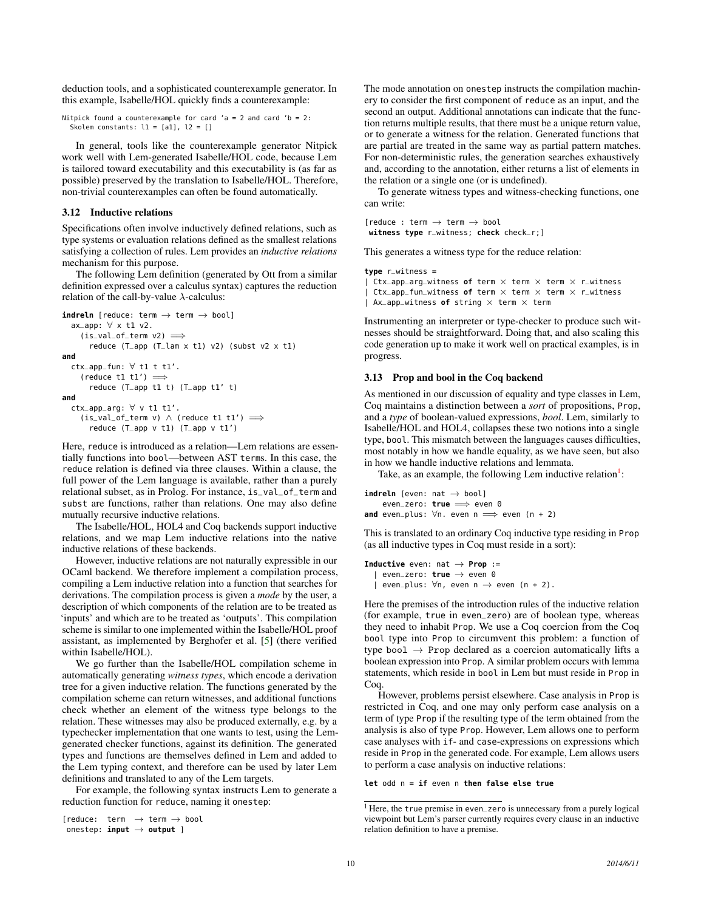deduction tools, and a sophisticated counterexample generator. In this example, Isabelle/HOL quickly finds a counterexample:

```
Nitpick found a counterexample for card 'a = 2 and card 'b = 2:
  Skolem constants: l1 = [a1], l2 = []
```

In general, tools like the counterexample generator Nitpick work well with Lem-generated Isabelle/HOL code, because Lem is tailored toward executability and this executability is (as far as possible) preserved by the translation to Isabelle/HOL. Therefore, non-trivial counterexamples can often be found automatically.

### 3.12 Inductive relations

Specifications often involve inductively defined relations, such as type systems or evaluation relations defined as the smallest relations satisfying a collection of rules. Lem provides an *inductive relations* mechanism for this purpose.

The following Lem definition (generated by Ott from a similar definition expressed over a calculus syntax) captures the reduction relation of the call-by-value λ-calculus:

```
indreln [reduce: term → term → bool]
  ax_app: ∀ x t1 v2.
    (is_val_of_term v2) ⟹
      reduce (T_app (T_lam x t1) v2) (subst v2 x t1)
and
  ctx_app_fun: ∀ t1 t t1'.
    (reduce t1 t1') ⟹
      reduce (T_app t1 t) (T_app t1' t)
and
  ctx_app_arg: ∀ v t1 t1'.
    (is_val_of_term v) ∧ (reduce t1 t1') ⟹
      reduce (T_app v t1) (T_app v t1')
```

Here, reduce is introduced as a relation—Lem relations are essentially functions into bool—between AST terms. In this case, the reduce relation is defined via three clauses. Within a clause, the full power of the Lem language is available, rather than a purely relational subset, as in Prolog. For instance, is_val_of_term and subst are functions, rather than relations. One may also define mutually recursive inductive relations.

The Isabelle/HOL, HOL4 and Coq backends support inductive relations, and we map Lem inductive relations into the native inductive relations of these backends.

However, inductive relations are not naturally expressible in our OCaml backend. We therefore implement a compilation process, compiling a Lem inductive relation into a function that searches for derivations. The compilation process is given a *mode* by the user, a description of which components of the relation are to be treated as 'inputs' and which are to be treated as 'outputs'. This compilation scheme is similar to one implemented within the Isabelle/HOL proof assistant, as implemented by Berghofer et al. [5] (there verified within Isabelle/HOL).

We go further than the Isabelle/HOL compilation scheme in automatically generating *witness types*, which encode a derivation tree for a given inductive relation. The functions generated by the compilation scheme can return witnesses, and additional functions check whether an element of the witness type belongs to the relation. These witnesses may also be produced externally, e.g. by a typechecker implementation that one wants to test, using the Lem-generated checker functions, against its definition. The generated types and functions are themselves defined in Lem and added to the Lem typing context, and therefore can be used by later Lem definitions and translated to any of the Lem targets.

For example, the following syntax instructs Lem to generate a reduction function for reduce, naming it onestep:

```
[reduce:  term  → term → bool
 onestep: input → output ]
```

The mode annotation on onestep instructs the compilation machinery to consider the first component of reduce as an input, and the second an output. Additional annotations can indicate that the function returns multiple results, that there must be a unique return value, or to generate a witness for the relation. Generated functions that are partial are treated in the same way as partial pattern matches. For non-deterministic rules, the generation searches exhaustively and, according to the annotation, either returns a list of elements in the relation or a single one (or is undefined).

To generate witness types and witness-checking functions, one can write:

```
[reduce : term → term → bool
 witness type r_witness; check check_r;]
```

This generates a witness type for the reduce relation:

```
type r_witness =
| Ctx_app_arg_witness of term × term × term × r_witness
| Ctx_app_fun_witness of term × term × term × r_witness
| Ax_app_witness of string × term × term
```

Instrumenting an interpreter or type-checker to produce such witnesses should be straightforward. Doing that, and also scaling this code generation up to make it work well on practical examples, is in progress.

### 3.13 Prop and bool in the Coq backend

As mentioned in our discussion of equality and type classes in Lem, Coq maintains a distinction between a *sort* of propositions, Prop, and a *type* of boolean-valued expressions, *bool*. Lem, similarly to Isabelle/HOL and HOL4, collapses these two notions into a single type, bool. This mismatch between the languages causes difficulties, most notably in how we handle equality, as we have seen, but also in how we handle inductive relations and lemmata.

Take, as an example, the following Lem inductive relation[1]:

```
indreln [even: nat → bool]
    even_zero: true ⟹ even 0
and even_plus: ∀n. even n ⟹ even (n + 2)
```

This is translated to an ordinary Coq inductive type residing in Prop (as all inductive types in Coq must reside in a sort):

```
Inductive even: nat → Prop :=
  | even_zero: true → even 0
  | even_plus: ∀n, even n → even (n + 2).
```

Here the premises of the introduction rules of the inductive relation (for example, true in even_zero) are of boolean type, whereas they need to inhabit Prop. We use a Coq coercion from the Coq bool type into Prop to circumvent this problem: a function of type bool → Prop declared as a coercion automatically lifts a boolean expression into Prop. A similar problem occurs with lemma statements, which reside in bool in Lem but must reside in Prop in Coq.

However, problems persist elsewhere. Case analysis in Prop is restricted in Coq, and one may only perform case analysis on a term of type Prop if the resulting type of the term obtained from the analysis is also of type Prop. However, Lem allows one to perform case analyses with if- and case-expressions on expressions which reside in Prop in the generated code. For example, Lem allows users to perform a case analysis on inductive relations:

```
let odd n = if even n then false else true
```

[1] Here, the true premise in even_zero is unnecessary from a purely logical viewpoint but Lem's parser currently requires every clause in an inductive relation definition to have a premise.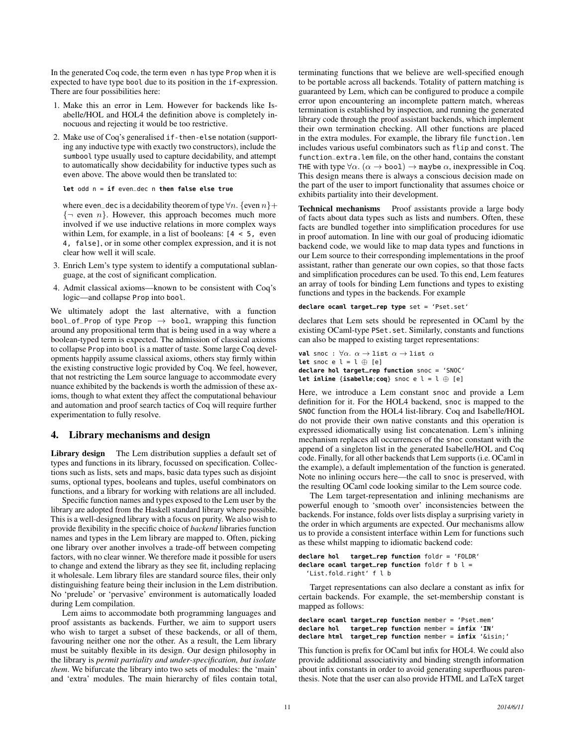In the generated Coq code, the term `even n` has type `Prop` when it is expected to have type `bool` due to its position in the `if`-expression. There are four possibilities here:

1. Make this an error in Lem. However for backends like Isabelle/HOL and HOL4 the definition above is completely innocuous and rejecting it would be too restrictive.
2. Make use of Coq's generalised `if-then-else` notation (supporting any inductive type with exactly two constructors), include the `sumbool` type usually used to capture decidability, and attempt to automatically show decidability for inductive types such as `even` above. The above would then be translated to:

   ```
   let odd n = if even_dec n then false else true
   ```

   where `even_dec` is a decidability theorem of type $\forall n.\ \{\text{even } n\} + \{\neg \text{ even } n\}$. However, this approach becomes much more involved if we use inductive relations in more complex ways within Lem, for example, in a list of booleans: `[4 < 5, even 4, false]`, or in some other complex expression, and it is not clear how well it will scale.
3. Enrich Lem's type system to identify a computational sublanguage, at the cost of significant complication.
4. Admit classical axioms—known to be consistent with Coq's logic—and collapse `Prop` into `bool`.

We ultimately adopt the last alternative, with a function `bool_of_Prop` of type `Prop` $\rightarrow$ `bool`, wrapping this function around any propositional term that is being used in a way where a boolean-typed term is expected. The admission of classical axioms to collapse `Prop` into `bool` is a matter of taste. Some large Coq developments happily assume classical axioms, others stay firmly within the existing constructive logic provided by Coq. We feel, however, that not restricting the Lem source language to accommodate every nuance exhibited by the backends is worth the admission of these axioms, though to what extent they affect the computational behaviour and automation and proof search tactics of Coq will require further experimentation to fully resolve.

## 4. Library mechanisms and design

**Library design** The Lem distribution supplies a default set of types and functions in its library, focussed on specification. Collections such as lists, sets and maps, basic data types such as disjoint sums, optional types, booleans and tuples, useful combinators on functions, and a library for working with relations are all included.

Specific function names and types exposed to the Lem user by the library are adopted from the Haskell standard library where possible. This is a well-designed library with a focus on purity. We also wish to provide flexibility in the specific choice of *backend* libraries function names and types in the Lem library are mapped to. Often, picking one library over another involves a trade-off between competing factors, with no clear winner. We therefore made it possible for users to change and extend the library as they see fit, including replacing it wholesale. Lem library files are standard source files, their only distinguishing feature being their inclusion in the Lem distribution. No 'prelude' or 'pervasive' environment is automatically loaded during Lem compilation.

Lem aims to accommodate both programming languages and proof assistants as backends. Further, we aim to support users who wish to target a subset of these backends, or all of them, favouring neither one nor the other. As a result, the Lem library must be suitably flexible in its design. Our design philosophy in the library is *permit partiality and under-specification, but isolate them*. We bifurcate the library into two sets of modules: the 'main' and 'extra' modules. The main hierarchy of files contain total, terminating functions that we believe are well-specified enough to be portable across all backends. Totality of pattern matching is guaranteed by Lem, which can be configured to produce a compile error upon encountering an incomplete pattern match, whereas termination is established by inspection, and running the generated library code through the proof assistant backends, which implement their own termination checking. All other functions are placed in the extra modules. For example, the library file `function.lem` includes various useful combinators such as `flip` and `const`. The `function_extra.lem` file, on the other hand, contains the constant `THE` with type $\forall \alpha.\ (\alpha \rightarrow \texttt{bool}) \rightarrow \texttt{maybe}\ \alpha$, inexpressible in Coq. This design means there is always a conscious decision made on the part of the user to import functionality that assumes choice or exhibits partiality into their development.

**Technical mechanisms** Proof assistants provide a large body of facts about data types such as lists and numbers. Often, these facts are bundled together into simplification procedures for use in proof automation. In line with our goal of producing idiomatic backend code, we would like to map data types and functions in our Lem source to their corresponding implementations in the proof assistant, rather than generate our own copies, so that those facts and simplification procedures can be used. To this end, Lem features an array of tools for binding Lem functions and types to existing functions and types in the backends. For example

```
declare ocaml target_rep type set = `Pset.set`
```

declares that Lem sets should be represented in OCaml by the existing OCaml-type `PSet.set`. Similarly, constants and functions can also be mapped to existing target representations:

```
val snoc : ∀α. α → list α → list α
let snoc e l = l ⊕ [e]
declare hol target_rep function snoc = `SNOC`
let inline {isabelle;coq} snoc e l = l ⊕ [e]
```

Here, we introduce a Lem constant `snoc` and provide a Lem definition for it. For the HOL4 backend, `snoc` is mapped to the `SNOC` function from the HOL4 list-library. Coq and Isabelle/HOL do not provide their own native constants and this operation is expressed idiomatically using list concatenation. Lem's inlining mechanism replaces all occurrences of the `snoc` constant with the append of a singleton list in the generated Isabelle/HOL and Coq code. Finally, for all other backends that Lem supports (i.e. OCaml in the example), a default implementation of the function is generated. Note no inlining occurs here—the call to `snoc` is preserved, with the resulting OCaml code looking similar to the Lem source code.

The Lem target-representation and inlining mechanisms are powerful enough to 'smooth over' inconsistencies between the backends. For instance, folds over lists display a surprising variety in the order in which arguments are expected. Our mechanisms allow us to provide a consistent interface within Lem for functions such as these whilst mapping to idiomatic backend code:

```
declare hol   target_rep function foldr = `FOLDR`
declare ocaml target_rep function foldr f b l =
  `List.fold_right` f l b
```

Target representations can also declare a constant as infix for certain backends. For example, the set-membership constant is mapped as follows:

```
declare ocaml target_rep function member = `Pset.mem`
declare hol   target_rep function member = infix `IN`
declare html  target_rep function member = infix `&isin;`
```

This function is prefix for OCaml but infix for HOL4. We could also provide additional associativity and binding strength information about infix constants in order to avoid generating superfluous parenthesis. Note that the user can also provide HTML and LaTeX target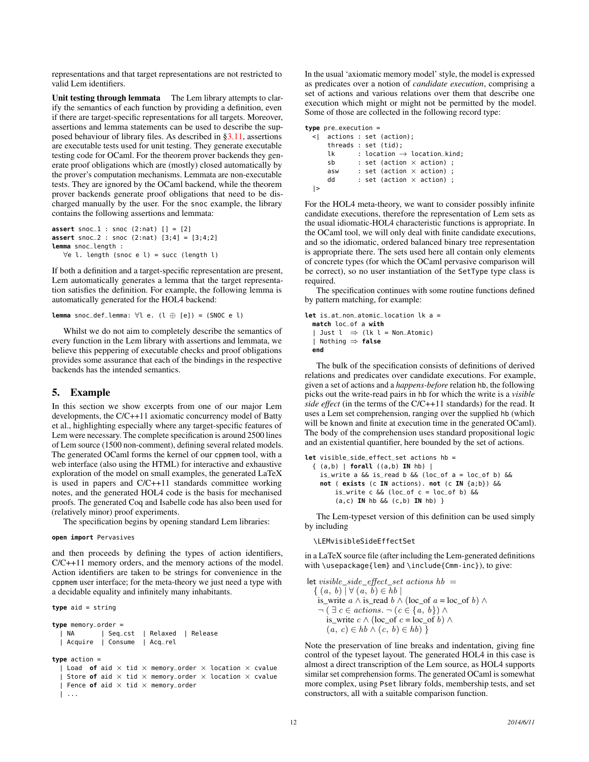representations and that target representations are not restricted to valid Lem identifiers.

**Unit testing through lemmata** The Lem library attempts to clarify the semantics of each function by providing a definition, even if there are target-specific representations for all targets. Moreover, assertions and lemma statements can be used to describe the supposed behaviour of library files. As described in §3.11, assertions are executable tests used for unit testing. They generate executable testing code for OCaml. For the theorem prover backends they generate proof obligations which are (mostly) closed automatically by the prover's computation mechanisms. Lemmata are non-executable tests. They are ignored by the OCaml backend, while the theorem prover backends generate proof obligations that need to be discharged manually by the user. For the snoc example, the library contains the following assertions and lemmata:

```
assert snoc_1 : snoc (2:nat) [] = [2]
assert snoc_2 : snoc (2:nat) [3;4] = [3;4;2]
lemma snoc_length :
   ∀e l. length (snoc e l) = succ (length l)
```

If both a definition and a target-specific representation are present, Lem automatically generates a lemma that the target representation satisfies the definition. For example, the following lemma is automatically generated for the HOL4 backend:

```
lemma snoc_def_lemma: ∀l e. (l ⊕ [e]) = (SNOC e l)
```

Whilst we do not aim to completely describe the semantics of every function in the Lem library with assertions and lemmata, we believe this peppering of executable checks and proof obligations provides some assurance that each of the bindings in the respective backends has the intended semantics.

## 5. Example

In this section we show excerpts from one of our major Lem developments, the C/C++11 axiomatic concurrency model of Batty et al., highlighting especially where any target-specific features of Lem were necessary. The complete specification is around 2500 lines of Lem source (1500 non-comment), defining several related models. The generated OCaml forms the kernel of our cppmem tool, with a web interface (also using the HTML) for interactive and exhaustive exploration of the model on small examples, the generated LaTeX is used in papers and C/C++11 standards committee working notes, and the generated HOL4 code is the basis for mechanised proofs. The generated Coq and Isabelle code has also been used for (relatively minor) proof experiments.

The specification begins by opening standard Lem libraries:

```
open import Pervasives
```

and then proceeds by defining the types of action identifiers, C/C++11 memory orders, and the memory actions of the model. Action identifiers are taken to be strings for convenience in the cppmem user interface; for the meta-theory we just need a type with a decidable equality and infinitely many inhabitants.

```
type aid = string

type memory_order =
  | NA       | Seq_cst  | Relaxed  | Release
  | Acquire  | Consume  | Acq_rel

type action =
  | Load  of aid × tid × memory_order × location × cvalue
  | Store of aid × tid × memory_order × location × cvalue
  | Fence of aid × tid × memory_order
  | ...
```

In the usual 'axiomatic memory model' style, the model is expressed as predicates over a notion of *candidate execution*, comprising a set of actions and various relations over them that describe one execution which might or might not be permitted by the model. Some of those are collected in the following record type:

```
type pre_execution =
  <|  actions : set (action);
      threads : set (tid);
      lk      : location → location_kind;
      sb      : set (action × action) ;
      asw     : set (action × action) ;
      dd      : set (action × action) ;
  |>
```

For the HOL4 meta-theory, we want to consider possibly infinite candidate executions, therefore the representation of Lem sets as the usual idiomatic-HOL4 characteristic functions is appropriate. In the OCaml tool, we will only deal with finite candidate executions, and so the idiomatic, ordered balanced binary tree representation is appropriate there. The sets used here all contain only elements of concrete types (for which the OCaml pervasive comparison will be correct), so no user instantiation of the SetType type class is required.

The specification continues with some routine functions defined by pattern matching, for example:

```
let is_at_non_atomic_location lk a =
  match loc_of a with
  | Just l  ⇒ (lk l = Non_Atomic)
  | Nothing ⇒ false
  end
```

The bulk of the specification consists of definitions of derived relations and predicates over candidate executions. For example, given a set of actions and a *happens-before* relation hb, the following picks out the write-read pairs in hb for which the write is a *visible side effect* (in the terms of the C/C++11 standards) for the read. It uses a Lem set comprehension, ranging over the supplied hb (which will be known and finite at execution time in the generated OCaml). The body of the comprehension uses standard propositional logic and an existential quantifier, here bounded by the set of actions.

```
let visible_side_effect_set actions hb =
  { (a,b) | forall ((a,b) IN hb) |
    is_write a && is_read b && (loc_of a = loc_of b) &&
    not ( exists (c IN actions). not (c IN {a;b}) &&
        is_write c && (loc_of c = loc_of b) &&
        (a,c) IN hb && (c,b) IN hb) }
```

The Lem-typeset version of this definition can be used simply by including

```
\LEMvisibleSideEffectSet
```

in a LaTeX source file (after including the Lem-generated definitions with \usepackage{lem} and \include{Cmm-inc}), to give:

let $visible\_side\_effect\_set\ actions\ hb\ =$
$\{\ (a,\ b)\mid \forall\ (a,\ b) \in hb\ \mid$
  is_write $a \wedge$ is_read $b \wedge$ (loc_of $a$ = loc_of $b$) $\wedge$
  $\neg\ (\ \exists\ c \in actions.\ \neg\ (c \in \{a,\ b\}) \wedge$
    is_write $c \wedge$ (loc_of $c$ = loc_of $b$) $\wedge$
    $(a,\ c) \in hb \wedge (c,\ b) \in hb)\ \}$

Note the preservation of line breaks and indentation, giving fine control of the typeset layout. The generated HOL4 in this case is almost a direct transcription of the Lem source, as HOL4 supports similar set comprehension forms. The generated OCaml is somewhat more complex, using Pset library folds, membership tests, and set constructors, all with a suitable comparison function.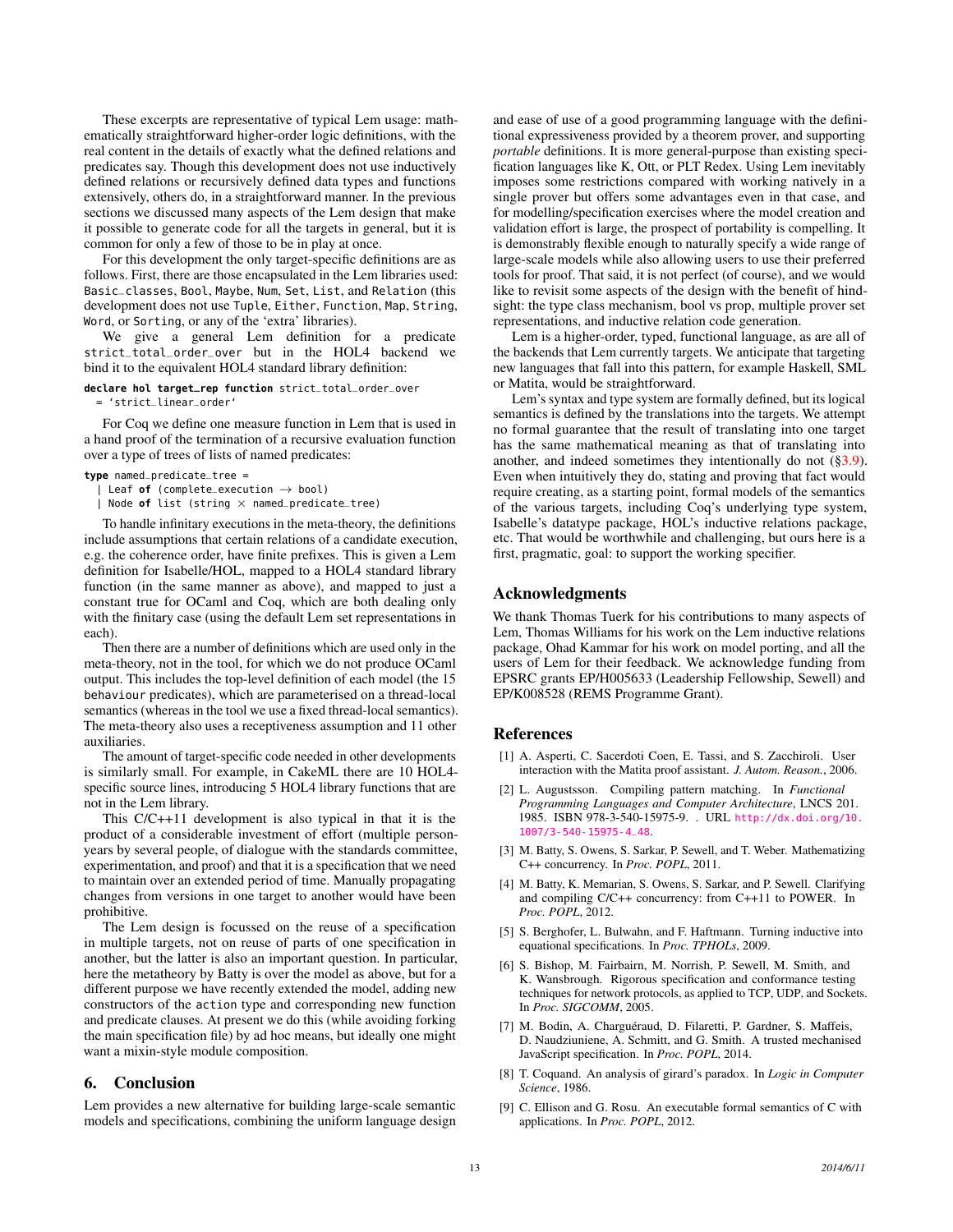These excerpts are representative of typical Lem usage: mathematically straightforward higher-order logic definitions, with the real content in the details of exactly what the defined relations and predicates say. Though this development does not use inductively defined relations or recursively defined data types and functions extensively, others do, in a straightforward manner. In the previous sections we discussed many aspects of the Lem design that make it possible to generate code for all the targets in general, but it is common for only a few of those to be in play at once.

For this development the only target-specific definitions are as follows. First, there are those encapsulated in the Lem libraries used: `Basic_classes`, `Bool`, `Maybe`, `Num`, `Set`, `List`, and `Relation` (this development does not use `Tuple`, `Either`, `Function`, `Map`, `String`, `Word`, or `Sorting`, or any of the 'extra' libraries).

We give a general Lem definition for a predicate `strict_total_order_over` but in the HOL4 backend we bind it to the equivalent HOL4 standard library definition:

```
declare hol target_rep function strict_total_order_over
  = `strict_linear_order`
```

For Coq we define one measure function in Lem that is used in a hand proof of the termination of a recursive evaluation function over a type of trees of lists of named predicates:

```
type named_predicate_tree =
  | Leaf of (complete_execution → bool)
  | Node of list (string × named_predicate_tree)
```

To handle infinitary executions in the meta-theory, the definitions include assumptions that certain relations of a candidate execution, e.g. the coherence order, have finite prefixes. This is given a Lem definition for Isabelle/HOL, mapped to a HOL4 standard library function (in the same manner as above), and mapped to just a constant true for OCaml and Coq, which are both dealing only with the finitary case (using the default Lem set representations in each).

Then there are a number of definitions which are used only in the meta-theory, not in the tool, for which we do not produce OCaml output. This includes the top-level definition of each model (the 15 `behaviour` predicates), which are parameterised on a thread-local semantics (whereas in the tool we use a fixed thread-local semantics). The meta-theory also uses a receptiveness assumption and 11 other auxiliaries.

The amount of target-specific code needed in other developments is similarly small. For example, in CakeML there are 10 HOL4-specific source lines, introducing 5 HOL4 library functions that are not in the Lem library.

This C/C++11 development is also typical in that it is the product of a considerable investment of effort (multiple person-years by several people, of dialogue with the standards committee, experimentation, and proof) and that it is a specification that we need to maintain over an extended period of time. Manually propagating changes from versions in one target to another would have been prohibitive.

The Lem design is focussed on the reuse of a specification in multiple targets, not on reuse of parts of one specification in another, but the latter is also an important question. In particular, here the metatheory by Batty is over the model as above, but for a different purpose we have recently extended the model, adding new constructors of the `action` type and corresponding new function and predicate clauses. At present we do this (while avoiding forking the main specification file) by ad hoc means, but ideally one might want a mixin-style module composition.

## 6. Conclusion

Lem provides a new alternative for building large-scale semantic models and specifications, combining the uniform language design and ease of use of a good programming language with the definitional expressiveness provided by a theorem prover, and supporting *portable* definitions. It is more general-purpose than existing specification languages like K, Ott, or PLT Redex. Using Lem inevitably imposes some restrictions compared with working natively in a single prover but offers some advantages even in that case, and for modelling/specification exercises where the model creation and validation effort is large, the prospect of portability is compelling. It is demonstrably flexible enough to naturally specify a wide range of large-scale models while also allowing users to use their preferred tools for proof. That said, it is not perfect (of course), and we would like to revisit some aspects of the design with the benefit of hindsight: the type class mechanism, bool vs prop, multiple prover set representations, and inductive relation code generation.

Lem is a higher-order, typed, functional language, as are all of the backends that Lem currently targets. We anticipate that targeting new languages that fall into this pattern, for example Haskell, SML or Matita, would be straightforward.

Lem's syntax and type system are formally defined, but its logical semantics is defined by the translations into the targets. We attempt no formal guarantee that the result of translating into one target has the same mathematical meaning as that of translating into another, and indeed sometimes they intentionally do not (§3.9). Even when intuitively they do, stating and proving that fact would require creating, as a starting point, formal models of the semantics of the various targets, including Coq's underlying type system, Isabelle's datatype package, HOL's inductive relations package, etc. That would be worthwhile and challenging, but ours here is a first, pragmatic, goal: to support the working specifier.

## Acknowledgments

We thank Thomas Tuerk for his contributions to many aspects of Lem, Thomas Williams for his work on the Lem inductive relations package, Ohad Kammar for his work on model porting, and all the users of Lem for their feedback. We acknowledge funding from EPSRC grants EP/H005633 (Leadership Fellowship, Sewell) and EP/K008528 (REMS Programme Grant).

## References

[1] A. Asperti, C. Sacerdoti Coen, E. Tassi, and S. Zacchiroli. User interaction with the Matita proof assistant. *J. Autom. Reason.*, 2006.

[2] L. Augustsson. Compiling pattern matching. In *Functional Programming Languages and Computer Architecture*, LNCS 201. 1985. ISBN 978-3-540-15975-9. . URL http://dx.doi.org/10.1007/3-540-15975-4_48.

[3] M. Batty, S. Owens, S. Sarkar, P. Sewell, and T. Weber. Mathematizing C++ concurrency. In *Proc. POPL*, 2011.

[4] M. Batty, K. Memarian, S. Owens, S. Sarkar, and P. Sewell. Clarifying and compiling C/C++ concurrency: from C++11 to POWER. In *Proc. POPL*, 2012.

[5] S. Berghofer, L. Bulwahn, and F. Haftmann. Turning inductive into equational specifications. In *Proc. TPHOLs*, 2009.

[6] S. Bishop, M. Fairbairn, M. Norrish, P. Sewell, M. Smith, and K. Wansbrough. Rigorous specification and conformance testing techniques for network protocols, as applied to TCP, UDP, and Sockets. In *Proc. SIGCOMM*, 2005.

[7] M. Bodin, A. Charguéraud, D. Filaretti, P. Gardner, S. Maffeis, D. Naudziuniene, A. Schmitt, and G. Smith. A trusted mechanised JavaScript specification. In *Proc. POPL*, 2014.

[8] T. Coquand. An analysis of girard's paradox. In *Logic in Computer Science*, 1986.

[9] C. Ellison and G. Rosu. An executable formal semantics of C with applications. In *Proc. POPL*, 2012.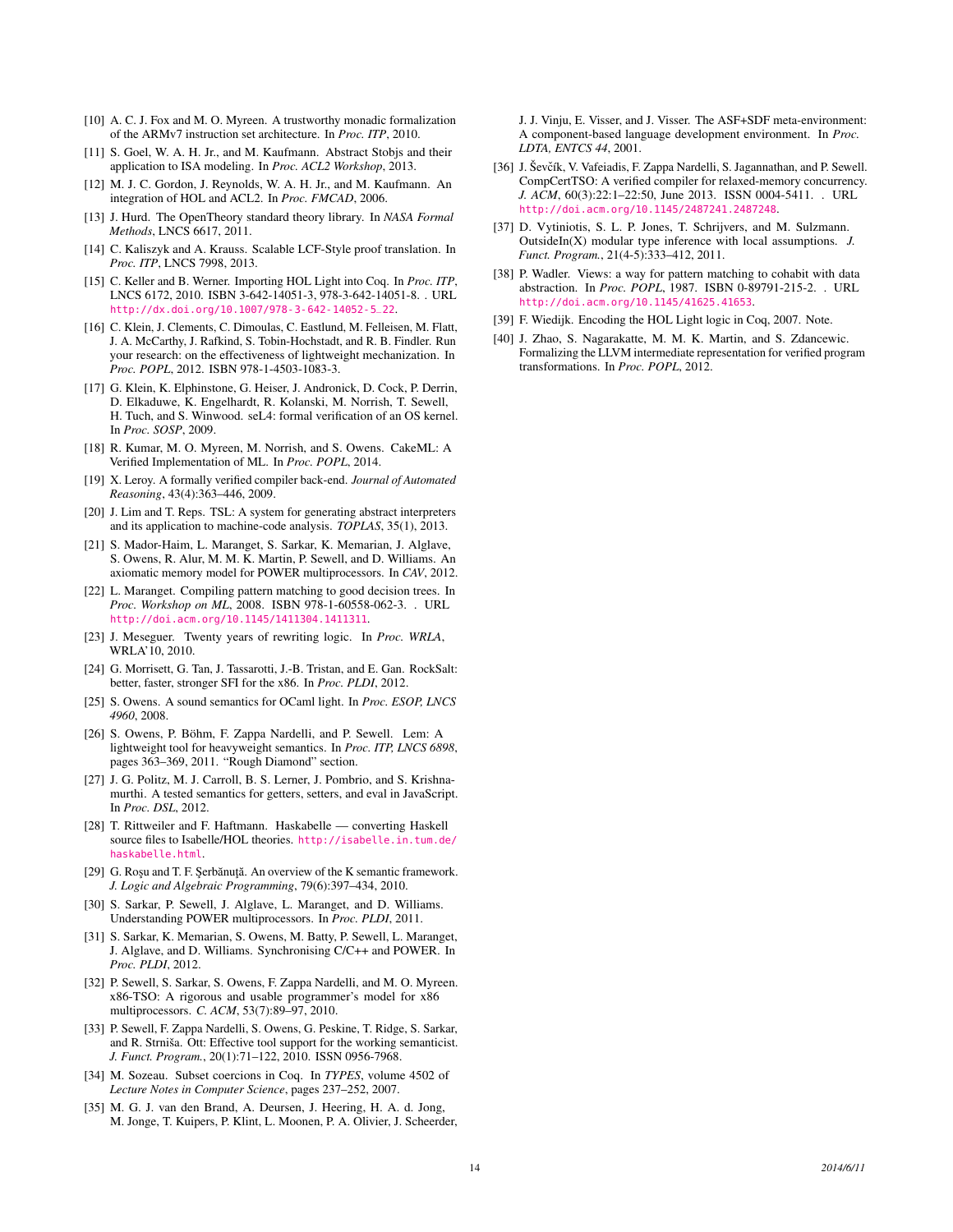[10] A. C. J. Fox and M. O. Myreen. A trustworthy monadic formalization of the ARMv7 instruction set architecture. In *Proc. ITP*, 2010.

[11] S. Goel, W. A. H. Jr., and M. Kaufmann. Abstract Stobjs and their application to ISA modeling. In *Proc. ACL2 Workshop*, 2013.

[12] M. J. C. Gordon, J. Reynolds, W. A. H. Jr., and M. Kaufmann. An integration of HOL and ACL2. In *Proc. FMCAD*, 2006.

[13] J. Hurd. The OpenTheory standard theory library. In *NASA Formal Methods*, LNCS 6617, 2011.

[14] C. Kaliszyk and A. Krauss. Scalable LCF-Style proof translation. In *Proc. ITP*, LNCS 7998, 2013.

[15] C. Keller and B. Werner. Importing HOL Light into Coq. In *Proc. ITP*, LNCS 6172, 2010. ISBN 3-642-14051-3, 978-3-642-14051-8. . URL http://dx.doi.org/10.1007/978-3-642-14052-5_22.

[16] C. Klein, J. Clements, C. Dimoulas, C. Eastlund, M. Felleisen, M. Flatt, J. A. McCarthy, J. Rafkind, S. Tobin-Hochstadt, and R. B. Findler. Run your research: on the effectiveness of lightweight mechanization. In *Proc. POPL*, 2012. ISBN 978-1-4503-1083-3.

[17] G. Klein, K. Elphinstone, G. Heiser, J. Andronick, D. Cock, P. Derrin, D. Elkaduwe, K. Engelhardt, R. Kolanski, M. Norrish, T. Sewell, H. Tuch, and S. Winwood. seL4: formal verification of an OS kernel. In *Proc. SOSP*, 2009.

[18] R. Kumar, M. O. Myreen, M. Norrish, and S. Owens. CakeML: A Verified Implementation of ML. In *Proc. POPL*, 2014.

[19] X. Leroy. A formally verified compiler back-end. *Journal of Automated Reasoning*, 43(4):363–446, 2009.

[20] J. Lim and T. Reps. TSL: A system for generating abstract interpreters and its application to machine-code analysis. *TOPLAS*, 35(1), 2013.

[21] S. Mador-Haim, L. Maranget, S. Sarkar, K. Memarian, J. Alglave, S. Owens, R. Alur, M. M. K. Martin, P. Sewell, and D. Williams. An axiomatic memory model for POWER multiprocessors. In *CAV*, 2012.

[22] L. Maranget. Compiling pattern matching to good decision trees. In *Proc. Workshop on ML*, 2008. ISBN 978-1-60558-062-3. . URL http://doi.acm.org/10.1145/1411304.1411311.

[23] J. Meseguer. Twenty years of rewriting logic. In *Proc. WRLA*, WRLA'10, 2010.

[24] G. Morrisett, G. Tan, J. Tassarotti, J.-B. Tristan, and E. Gan. RockSalt: better, faster, stronger SFI for the x86. In *Proc. PLDI*, 2012.

[25] S. Owens. A sound semantics for OCaml light. In *Proc. ESOP, LNCS 4960*, 2008.

[26] S. Owens, P. Böhm, F. Zappa Nardelli, and P. Sewell. Lem: A lightweight tool for heavyweight semantics. In *Proc. ITP, LNCS 6898*, pages 363–369, 2011. "Rough Diamond" section.

[27] J. G. Politz, M. J. Carroll, B. S. Lerner, J. Pombrio, and S. Krishnamurthi. A tested semantics for getters, setters, and eval in JavaScript. In *Proc. DSL*, 2012.

[28] T. Rittweiler and F. Haftmann. Haskabelle — converting Haskell source files to Isabelle/HOL theories. http://isabelle.in.tum.de/haskabelle.html.

[29] G. Roşu and T. F. Şerbănuţă. An overview of the K semantic framework. *J. Logic and Algebraic Programming*, 79(6):397–434, 2010.

[30] S. Sarkar, P. Sewell, J. Alglave, L. Maranget, and D. Williams. Understanding POWER multiprocessors. In *Proc. PLDI*, 2011.

[31] S. Sarkar, K. Memarian, S. Owens, M. Batty, P. Sewell, L. Maranget, J. Alglave, and D. Williams. Synchronising C/C++ and POWER. In *Proc. PLDI*, 2012.

[32] P. Sewell, S. Sarkar, S. Owens, F. Zappa Nardelli, and M. O. Myreen. x86-TSO: A rigorous and usable programmer's model for x86 multiprocessors. *C. ACM*, 53(7):89–97, 2010.

[33] P. Sewell, F. Zappa Nardelli, S. Owens, G. Peskine, T. Ridge, S. Sarkar, and R. Strniša. Ott: Effective tool support for the working semanticist. *J. Funct. Program.*, 20(1):71–122, 2010. ISSN 0956-7968.

[34] M. Sozeau. Subset coercions in Coq. In *TYPES*, volume 4502 of *Lecture Notes in Computer Science*, pages 237–252, 2007.

[35] M. G. J. van den Brand, A. Deursen, J. Heering, H. A. d. Jong, M. Jonge, T. Kuipers, P. Klint, L. Moonen, P. A. Olivier, J. Scheerder, J. J. Vinju, E. Visser, and J. Visser. The ASF+SDF meta-environment: A component-based language development environment. In *Proc. LDTA, ENTCS 44*, 2001.

[36] J. Ševčík, V. Vafeiadis, F. Zappa Nardelli, S. Jagannathan, and P. Sewell. CompCertTSO: A verified compiler for relaxed-memory concurrency. *J. ACM*, 60(3):22:1–22:50, June 2013. ISSN 0004-5411. . URL http://doi.acm.org/10.1145/2487241.2487248.

[37] D. Vytiniotis, S. L. P. Jones, T. Schrijvers, and M. Sulzmann. OutsideIn(X) modular type inference with local assumptions. *J. Funct. Program.*, 21(4-5):333–412, 2011.

[38] P. Wadler. Views: a way for pattern matching to cohabit with data abstraction. In *Proc. POPL*, 1987. ISBN 0-89791-215-2. . URL http://doi.acm.org/10.1145/41625.41653.

[39] F. Wiedijk. Encoding the HOL Light logic in Coq, 2007. Note.

[40] J. Zhao, S. Nagarakatte, M. M. K. Martin, and S. Zdancewic. Formalizing the LLVM intermediate representation for verified program transformations. In *Proc. POPL*, 2012.